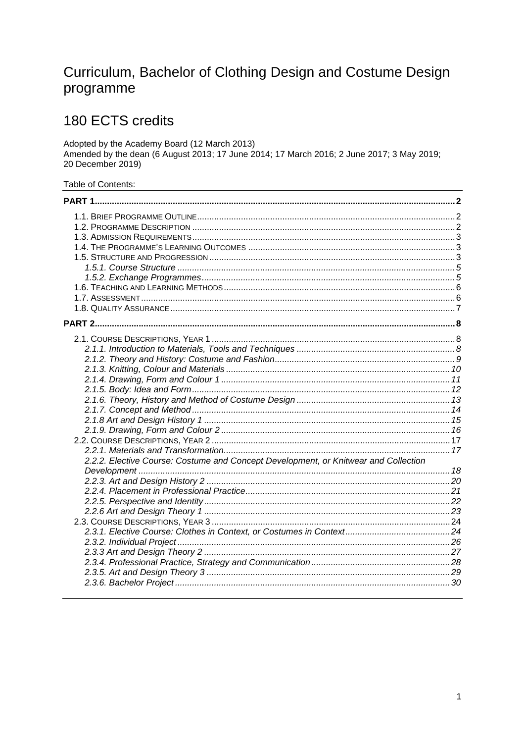# Curriculum, Bachelor of Clothing Design and Costume Design programme

# 180 ECTS credits

Adopted by the Academy Board (12 March 2013)
Amended by the dean (6 August 2013; 17 June 2014; 17 March 2016; 2 June 2017; 3 May 2019; 20 December 2019)

Table of Contents:

**PART 1** ..... 2

- 1.1. Brief Programme Outline ..... 2
- 1.2. Programme Description ..... 2
- 1.3. Admission Requirements ..... 3
- 1.4. The Programme's Learning Outcomes ..... 3
- 1.5. Structure and Progression ..... 3
  - *1.5.1. Course Structure* ..... 5
  - *1.5.2. Exchange Programmes* ..... 5
- 1.6. Teaching and Learning Methods ..... 6
- 1.7. Assessment ..... 6
- 1.8. Quality Assurance ..... 7

**PART 2** ..... 8

- 2.1. Course Descriptions, Year 1 ..... 8
  - *2.1.1. Introduction to Materials, Tools and Techniques* ..... 8
  - *2.1.2. Theory and History: Costume and Fashion* ..... 9
  - *2.1.3. Knitting, Colour and Materials* ..... 10
  - *2.1.4. Drawing, Form and Colour 1* ..... 11
  - *2.1.5. Body: Idea and Form* ..... 12
  - *2.1.6. Theory, History and Method of Costume Design* ..... 13
  - *2.1.7. Concept and Method* ..... 14
  - *2.1.8 Art and Design History 1* ..... 15
  - *2.1.9. Drawing, Form and Colour 2* ..... 16
- 2.2. Course Descriptions, Year 2 ..... 17
  - *2.2.1. Materials and Transformation* ..... 17
  - *2.2.2. Elective Course: Costume and Concept Development, or Knitwear and Collection Development* ..... 18
  - *2.2.3. Art and Design History 2* ..... 20
  - *2.2.4. Placement in Professional Practice* ..... 21
  - *2.2.5. Perspective and Identity* ..... 22
  - *2.2.6 Art and Design Theory 1* ..... 23
- 2.3. Course Descriptions, Year 3 ..... 24
  - *2.3.1. Elective Course: Clothes in Context, or Costumes in Context* ..... 24
  - *2.3.2. Individual Project* ..... 26
  - *2.3.3 Art and Design Theory 2* ..... 27
  - *2.3.4. Professional Practice, Strategy and Communication* ..... 28
  - *2.3.5. Art and Design Theory 3* ..... 29
  - *2.3.6. Bachelor Project* ..... 30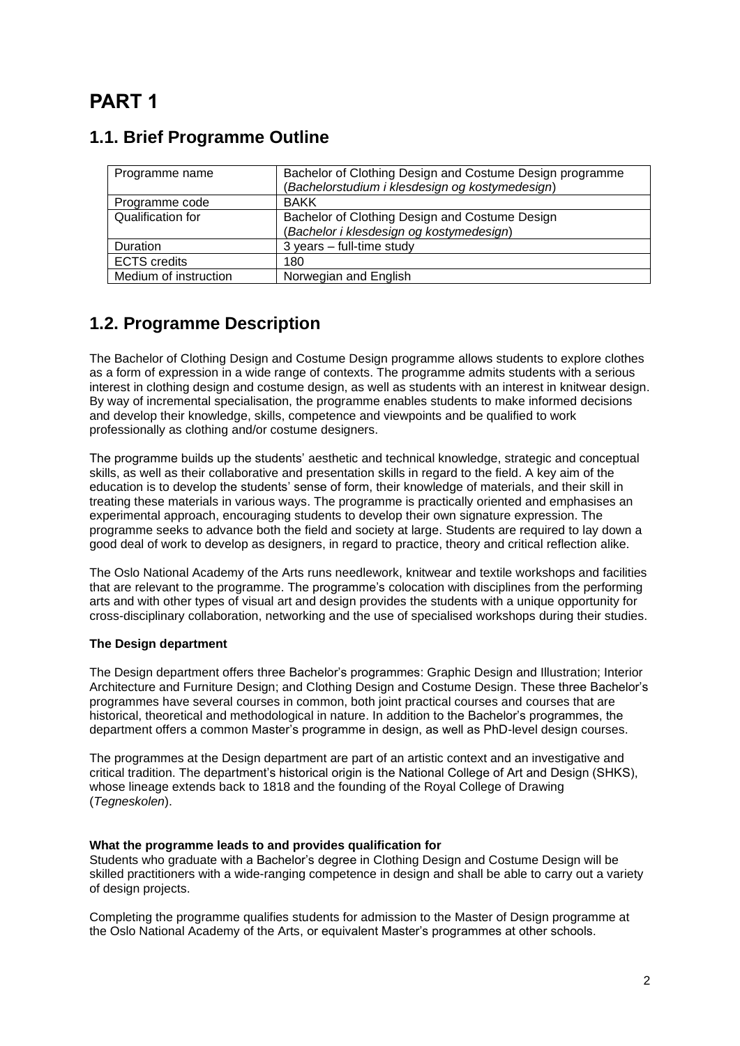# PART 1

## 1.1. Brief Programme Outline

| Programme name | Bachelor of Clothing Design and Costume Design programme (*Bachelorstudium i klesdesign og kostymedesign*) |
|---|---|
| Programme code | BAKK |
| Qualification for | Bachelor of Clothing Design and Costume Design (*Bachelor i klesdesign og kostymedesign*) |
| Duration | 3 years – full-time study |
| ECTS credits | 180 |
| Medium of instruction | Norwegian and English |

## 1.2. Programme Description

The Bachelor of Clothing Design and Costume Design programme allows students to explore clothes as a form of expression in a wide range of contexts. The programme admits students with a serious interest in clothing design and costume design, as well as students with an interest in knitwear design. By way of incremental specialisation, the programme enables students to make informed decisions and develop their knowledge, skills, competence and viewpoints and be qualified to work professionally as clothing and/or costume designers.

The programme builds up the students' aesthetic and technical knowledge, strategic and conceptual skills, as well as their collaborative and presentation skills in regard to the field. A key aim of the education is to develop the students' sense of form, their knowledge of materials, and their skill in treating these materials in various ways. The programme is practically oriented and emphasises an experimental approach, encouraging students to develop their own signature expression. The programme seeks to advance both the field and society at large. Students are required to lay down a good deal of work to develop as designers, in regard to practice, theory and critical reflection alike.

The Oslo National Academy of the Arts runs needlework, knitwear and textile workshops and facilities that are relevant to the programme. The programme's colocation with disciplines from the performing arts and with other types of visual art and design provides the students with a unique opportunity for cross-disciplinary collaboration, networking and the use of specialised workshops during their studies.

**The Design department**

The Design department offers three Bachelor's programmes: Graphic Design and Illustration; Interior Architecture and Furniture Design; and Clothing Design and Costume Design. These three Bachelor's programmes have several courses in common, both joint practical courses and courses that are historical, theoretical and methodological in nature. In addition to the Bachelor's programmes, the department offers a common Master's programme in design, as well as PhD-level design courses.

The programmes at the Design department are part of an artistic context and an investigative and critical tradition. The department's historical origin is the National College of Art and Design (SHKS), whose lineage extends back to 1818 and the founding of the Royal College of Drawing (*Tegneskolen*).

**What the programme leads to and provides qualification for**

Students who graduate with a Bachelor's degree in Clothing Design and Costume Design will be skilled practitioners with a wide-ranging competence in design and shall be able to carry out a variety of design projects.

Completing the programme qualifies students for admission to the Master of Design programme at the Oslo National Academy of the Arts, or equivalent Master's programmes at other schools.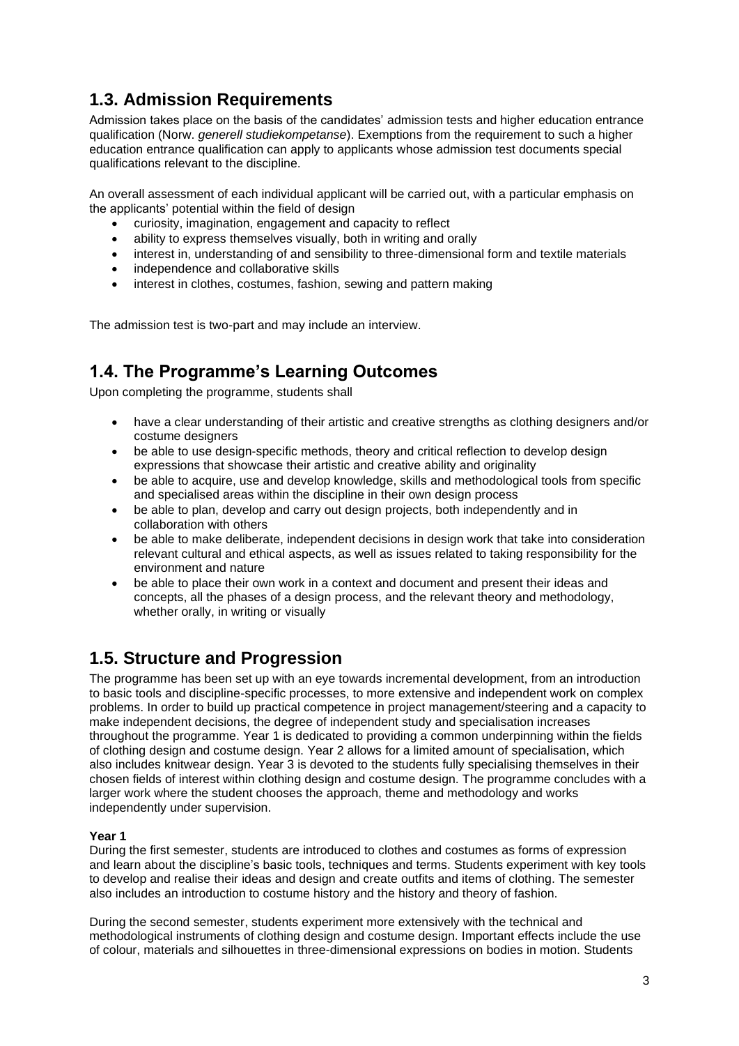## 1.3. Admission Requirements

Admission takes place on the basis of the candidates' admission tests and higher education entrance qualification (Norw. *generell studiekompetanse*). Exemptions from the requirement to such a higher education entrance qualification can apply to applicants whose admission test documents special qualifications relevant to the discipline.

An overall assessment of each individual applicant will be carried out, with a particular emphasis on the applicants' potential within the field of design

- curiosity, imagination, engagement and capacity to reflect
- ability to express themselves visually, both in writing and orally
- interest in, understanding of and sensibility to three-dimensional form and textile materials
- independence and collaborative skills
- interest in clothes, costumes, fashion, sewing and pattern making

The admission test is two-part and may include an interview.

## 1.4. The Programme's Learning Outcomes

Upon completing the programme, students shall

- have a clear understanding of their artistic and creative strengths as clothing designers and/or costume designers
- be able to use design-specific methods, theory and critical reflection to develop design expressions that showcase their artistic and creative ability and originality
- be able to acquire, use and develop knowledge, skills and methodological tools from specific and specialised areas within the discipline in their own design process
- be able to plan, develop and carry out design projects, both independently and in collaboration with others
- be able to make deliberate, independent decisions in design work that take into consideration relevant cultural and ethical aspects, as well as issues related to taking responsibility for the environment and nature
- be able to place their own work in a context and document and present their ideas and concepts, all the phases of a design process, and the relevant theory and methodology, whether orally, in writing or visually

## 1.5. Structure and Progression

The programme has been set up with an eye towards incremental development, from an introduction to basic tools and discipline-specific processes, to more extensive and independent work on complex problems. In order to build up practical competence in project management/steering and a capacity to make independent decisions, the degree of independent study and specialisation increases throughout the programme. Year 1 is dedicated to providing a common underpinning within the fields of clothing design and costume design. Year 2 allows for a limited amount of specialisation, which also includes knitwear design. Year 3 is devoted to the students fully specialising themselves in their chosen fields of interest within clothing design and costume design. The programme concludes with a larger work where the student chooses the approach, theme and methodology and works independently under supervision.

**Year 1**

During the first semester, students are introduced to clothes and costumes as forms of expression and learn about the discipline's basic tools, techniques and terms. Students experiment with key tools to develop and realise their ideas and design and create outfits and items of clothing. The semester also includes an introduction to costume history and the history and theory of fashion.

During the second semester, students experiment more extensively with the technical and methodological instruments of clothing design and costume design. Important effects include the use of colour, materials and silhouettes in three-dimensional expressions on bodies in motion. Students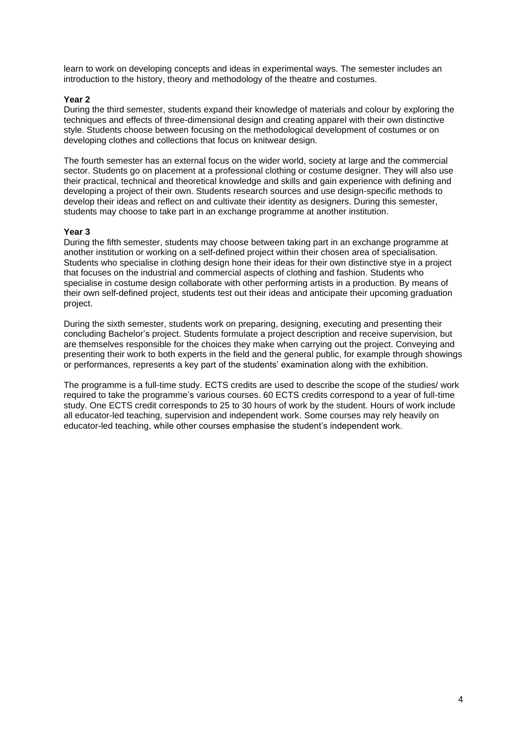learn to work on developing concepts and ideas in experimental ways. The semester includes an introduction to the history, theory and methodology of the theatre and costumes.

**Year 2**

During the third semester, students expand their knowledge of materials and colour by exploring the techniques and effects of three-dimensional design and creating apparel with their own distinctive style. Students choose between focusing on the methodological development of costumes or on developing clothes and collections that focus on knitwear design.

The fourth semester has an external focus on the wider world, society at large and the commercial sector. Students go on placement at a professional clothing or costume designer. They will also use their practical, technical and theoretical knowledge and skills and gain experience with defining and developing a project of their own. Students research sources and use design-specific methods to develop their ideas and reflect on and cultivate their identity as designers. During this semester, students may choose to take part in an exchange programme at another institution.

**Year 3**

During the fifth semester, students may choose between taking part in an exchange programme at another institution or working on a self-defined project within their chosen area of specialisation. Students who specialise in clothing design hone their ideas for their own distinctive stye in a project that focuses on the industrial and commercial aspects of clothing and fashion. Students who specialise in costume design collaborate with other performing artists in a production. By means of their own self-defined project, students test out their ideas and anticipate their upcoming graduation project.

During the sixth semester, students work on preparing, designing, executing and presenting their concluding Bachelor's project. Students formulate a project description and receive supervision, but are themselves responsible for the choices they make when carrying out the project. Conveying and presenting their work to both experts in the field and the general public, for example through showings or performances, represents a key part of the students' examination along with the exhibition.

The programme is a full-time study. ECTS credits are used to describe the scope of the studies/ work required to take the programme's various courses. 60 ECTS credits correspond to a year of full-time study. One ECTS credit corresponds to 25 to 30 hours of work by the student. Hours of work include all educator-led teaching, supervision and independent work. Some courses may rely heavily on educator-led teaching, while other courses emphasise the student's independent work.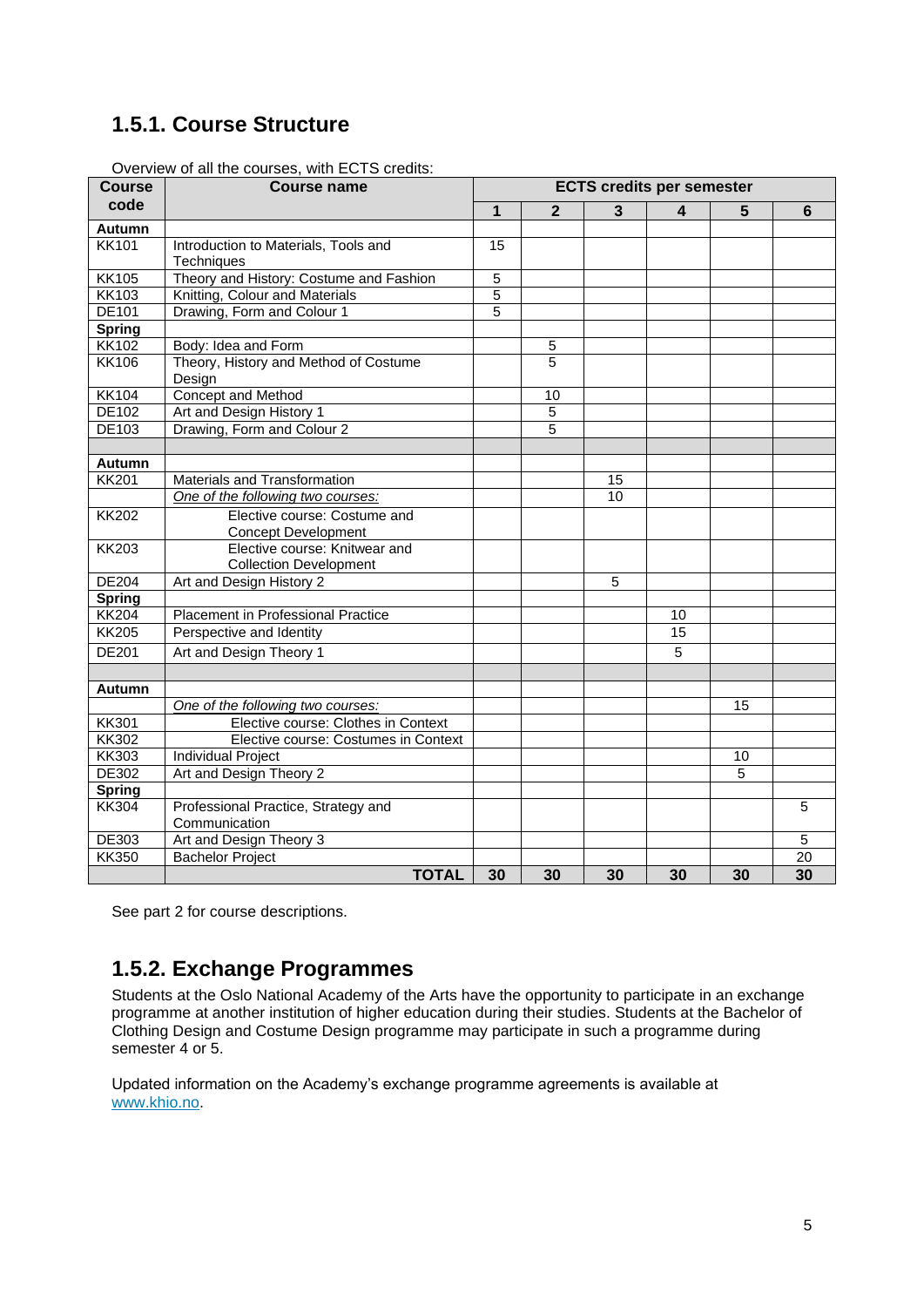## 1.5.1. Course Structure

Overview of all the courses, with ECTS credits:

| Course code | Course name | ECTS credits per semester | | | | | |
|---|---|---|---|---|---|---|---|
| | | 1 | 2 | 3 | 4 | 5 | 6 |
| **Autumn** | | | | | | | |
| KK101 | Introduction to Materials, Tools and Techniques | 15 | | | | | |
| KK105 | Theory and History: Costume and Fashion | 5 | | | | | |
| KK103 | Knitting, Colour and Materials | 5 | | | | | |
| DE101 | Drawing, Form and Colour 1 | 5 | | | | | |
| **Spring** | | | | | | | |
| KK102 | Body: Idea and Form | | 5 | | | | |
| KK106 | Theory, History and Method of Costume Design | | 5 | | | | |
| KK104 | Concept and Method | | 10 | | | | |
| DE102 | Art and Design History 1 | | 5 | | | | |
| DE103 | Drawing, Form and Colour 2 | | 5 | | | | |
| | | | | | | | |
| **Autumn** | | | | | | | |
| KK201 | Materials and Transformation | | | 15 | | | |
| | *One of the following two courses:* | | | 10 | | | |
| KK202 | Elective course: Costume and Concept Development | | | | | | |
| KK203 | Elective course: Knitwear and Collection Development | | | | | | |
| DE204 | Art and Design History 2 | | | 5 | | | |
| **Spring** | | | | | | | |
| KK204 | Placement in Professional Practice | | | | 10 | | |
| KK205 | Perspective and Identity | | | | 15 | | |
| DE201 | Art and Design Theory 1 | | | | 5 | | |
| | | | | | | | |
| **Autumn** | | | | | | | |
| | *One of the following two courses:* | | | | | 15 | |
| KK301 | Elective course: Clothes in Context | | | | | | |
| KK302 | Elective course: Costumes in Context | | | | | | |
| KK303 | Individual Project | | | | | 10 | |
| DE302 | Art and Design Theory 2 | | | | | 5 | |
| **Spring** | | | | | | | |
| KK304 | Professional Practice, Strategy and Communication | | | | | | 5 |
| DE303 | Art and Design Theory 3 | | | | | | 5 |
| KK350 | Bachelor Project | | | | | | 20 |
| | **TOTAL** | **30** | **30** | **30** | **30** | **30** | **30** |

See part 2 for course descriptions.

## 1.5.2. Exchange Programmes

Students at the Oslo National Academy of the Arts have the opportunity to participate in an exchange programme at another institution of higher education during their studies. Students at the Bachelor of Clothing Design and Costume Design programme may participate in such a programme during semester 4 or 5.

Updated information on the Academy's exchange programme agreements is available at www.khio.no.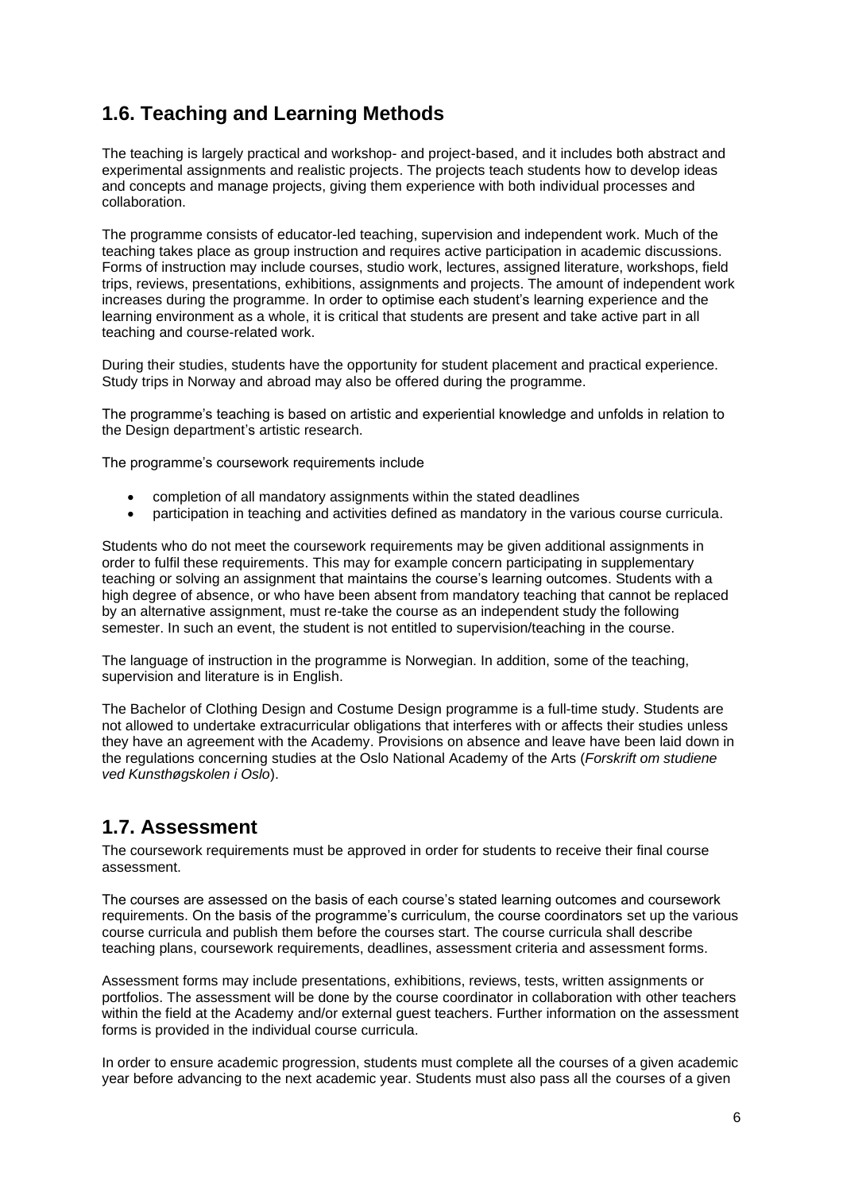## 1.6. Teaching and Learning Methods

The teaching is largely practical and workshop- and project-based, and it includes both abstract and experimental assignments and realistic projects. The projects teach students how to develop ideas and concepts and manage projects, giving them experience with both individual processes and collaboration.

The programme consists of educator-led teaching, supervision and independent work. Much of the teaching takes place as group instruction and requires active participation in academic discussions. Forms of instruction may include courses, studio work, lectures, assigned literature, workshops, field trips, reviews, presentations, exhibitions, assignments and projects. The amount of independent work increases during the programme. In order to optimise each student's learning experience and the learning environment as a whole, it is critical that students are present and take active part in all teaching and course-related work.

During their studies, students have the opportunity for student placement and practical experience. Study trips in Norway and abroad may also be offered during the programme.

The programme's teaching is based on artistic and experiential knowledge and unfolds in relation to the Design department's artistic research.

The programme's coursework requirements include

- completion of all mandatory assignments within the stated deadlines
- participation in teaching and activities defined as mandatory in the various course curricula.

Students who do not meet the coursework requirements may be given additional assignments in order to fulfil these requirements. This may for example concern participating in supplementary teaching or solving an assignment that maintains the course's learning outcomes. Students with a high degree of absence, or who have been absent from mandatory teaching that cannot be replaced by an alternative assignment, must re-take the course as an independent study the following semester. In such an event, the student is not entitled to supervision/teaching in the course.

The language of instruction in the programme is Norwegian. In addition, some of the teaching, supervision and literature is in English.

The Bachelor of Clothing Design and Costume Design programme is a full-time study. Students are not allowed to undertake extracurricular obligations that interferes with or affects their studies unless they have an agreement with the Academy. Provisions on absence and leave have been laid down in the regulations concerning studies at the Oslo National Academy of the Arts (*Forskrift om studiene ved Kunsthøgskolen i Oslo*).

## 1.7. Assessment

The coursework requirements must be approved in order for students to receive their final course assessment.

The courses are assessed on the basis of each course's stated learning outcomes and coursework requirements. On the basis of the programme's curriculum, the course coordinators set up the various course curricula and publish them before the courses start. The course curricula shall describe teaching plans, coursework requirements, deadlines, assessment criteria and assessment forms.

Assessment forms may include presentations, exhibitions, reviews, tests, written assignments or portfolios. The assessment will be done by the course coordinator in collaboration with other teachers within the field at the Academy and/or external guest teachers. Further information on the assessment forms is provided in the individual course curricula.

In order to ensure academic progression, students must complete all the courses of a given academic year before advancing to the next academic year. Students must also pass all the courses of a given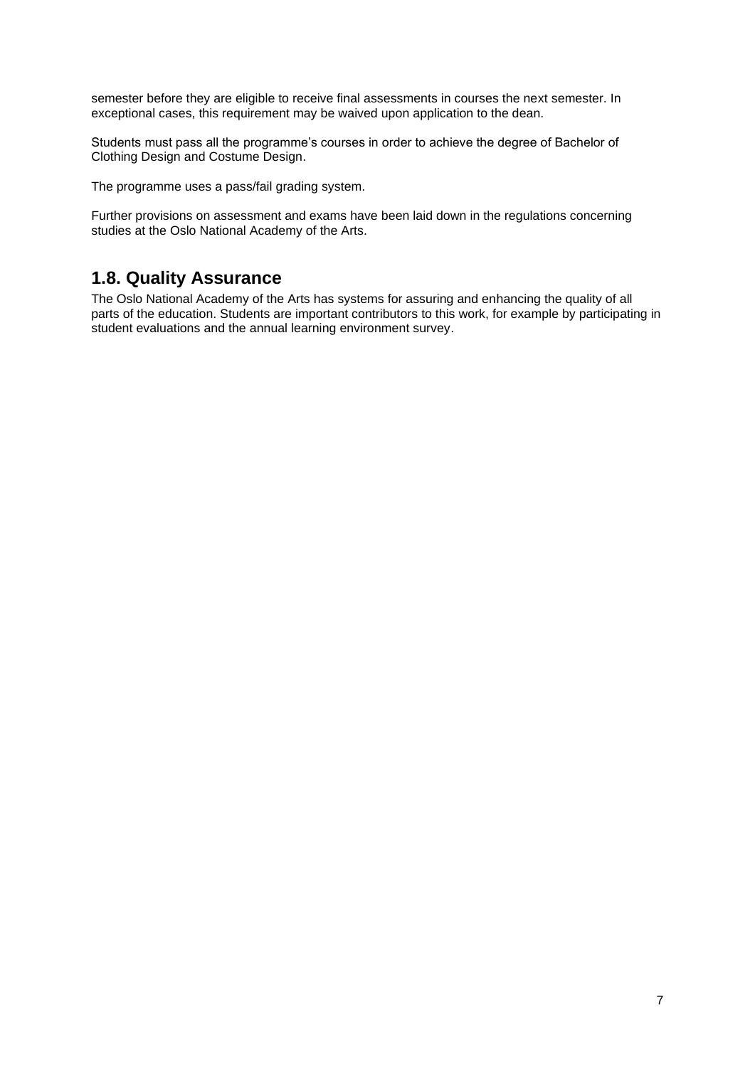semester before they are eligible to receive final assessments in courses the next semester. In exceptional cases, this requirement may be waived upon application to the dean.

Students must pass all the programme's courses in order to achieve the degree of Bachelor of Clothing Design and Costume Design.

The programme uses a pass/fail grading system.

Further provisions on assessment and exams have been laid down in the regulations concerning studies at the Oslo National Academy of the Arts.

## 1.8. Quality Assurance

The Oslo National Academy of the Arts has systems for assuring and enhancing the quality of all parts of the education. Students are important contributors to this work, for example by participating in student evaluations and the annual learning environment survey.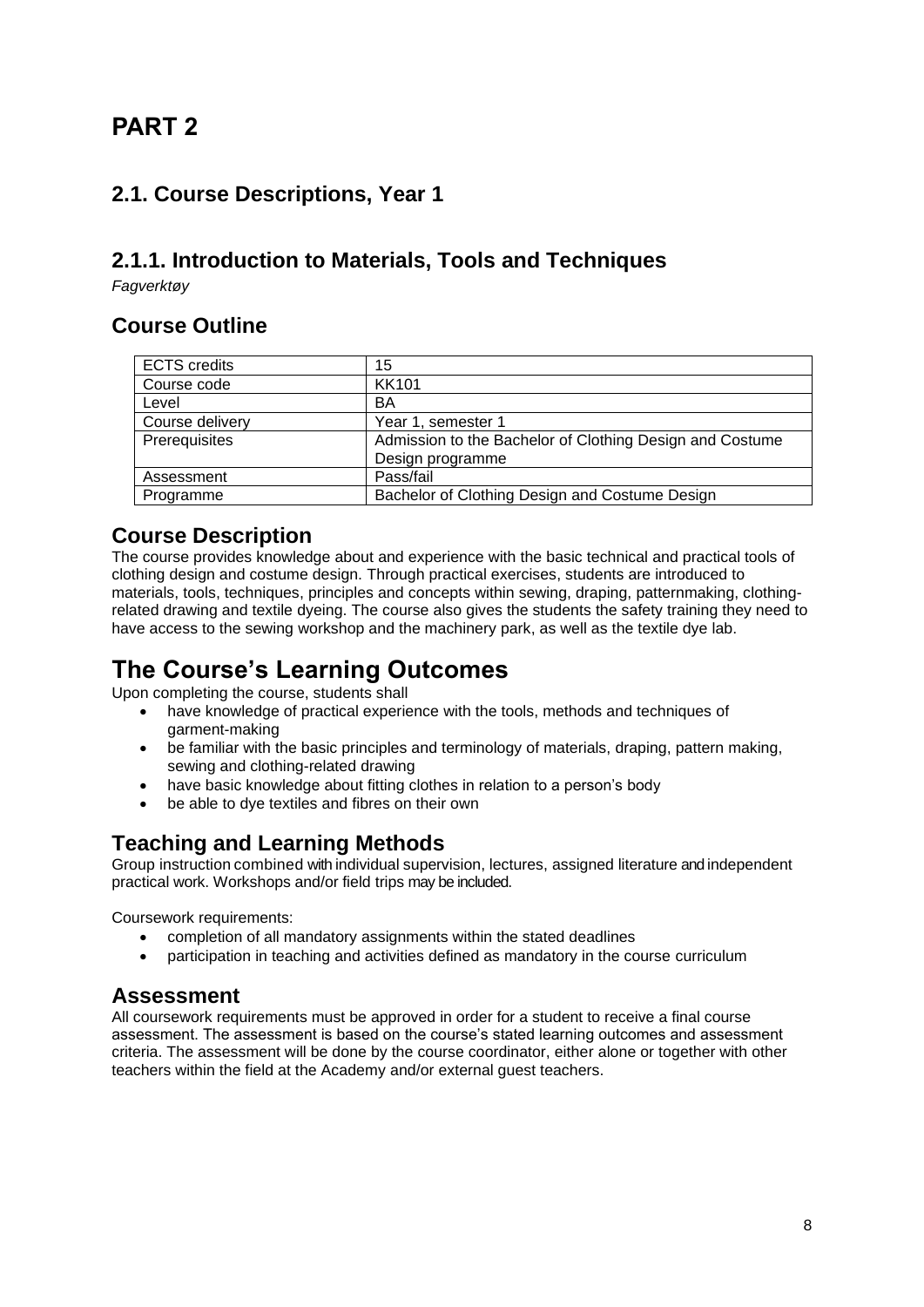# PART 2

## 2.1. Course Descriptions, Year 1

## 2.1.1. Introduction to Materials, Tools and Techniques

*Fagverktøy*

## Course Outline

| ECTS credits | 15 |
|---|---|
| Course code | KK101 |
| Level | BA |
| Course delivery | Year 1, semester 1 |
| Prerequisites | Admission to the Bachelor of Clothing Design and Costume Design programme |
| Assessment | Pass/fail |
| Programme | Bachelor of Clothing Design and Costume Design |

## Course Description

The course provides knowledge about and experience with the basic technical and practical tools of clothing design and costume design. Through practical exercises, students are introduced to materials, tools, techniques, principles and concepts within sewing, draping, patternmaking, clothing-related drawing and textile dyeing. The course also gives the students the safety training they need to have access to the sewing workshop and the machinery park, as well as the textile dye lab.

# The Course's Learning Outcomes

Upon completing the course, students shall

- have knowledge of practical experience with the tools, methods and techniques of garment-making
- be familiar with the basic principles and terminology of materials, draping, pattern making, sewing and clothing-related drawing
- have basic knowledge about fitting clothes in relation to a person's body
- be able to dye textiles and fibres on their own

## Teaching and Learning Methods

Group instruction combined with individual supervision, lectures, assigned literature and independent practical work. Workshops and/or field trips may be included.

Coursework requirements:

- completion of all mandatory assignments within the stated deadlines
- participation in teaching and activities defined as mandatory in the course curriculum

## Assessment

All coursework requirements must be approved in order for a student to receive a final course assessment. The assessment is based on the course's stated learning outcomes and assessment criteria. The assessment will be done by the course coordinator, either alone or together with other teachers within the field at the Academy and/or external guest teachers.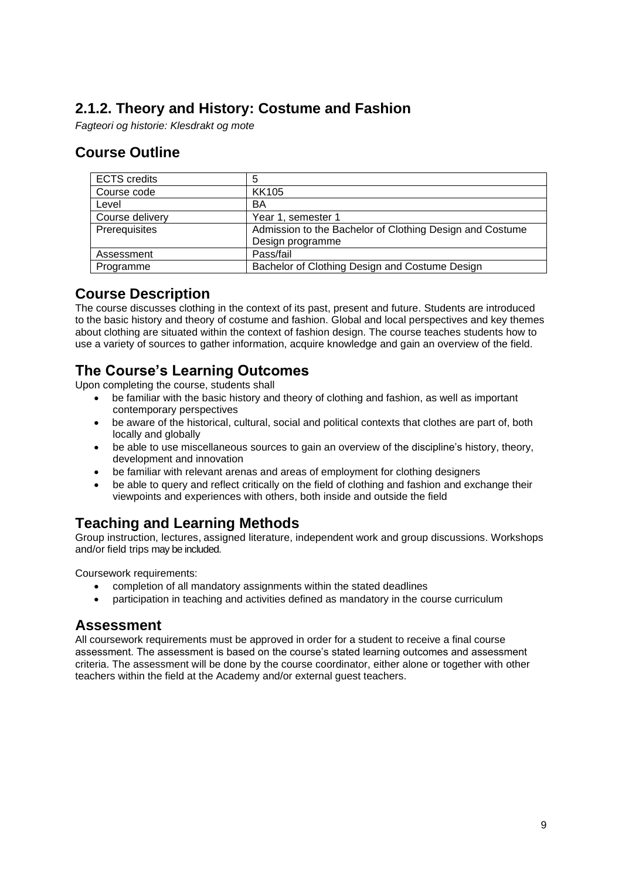## 2.1.2. Theory and History: Costume and Fashion

*Fagteori og historie: Klesdrakt og mote*

## Course Outline

| ECTS credits | 5 |
|---|---|
| Course code | KK105 |
| Level | BA |
| Course delivery | Year 1, semester 1 |
| Prerequisites | Admission to the Bachelor of Clothing Design and Costume Design programme |
| Assessment | Pass/fail |
| Programme | Bachelor of Clothing Design and Costume Design |

## Course Description

The course discusses clothing in the context of its past, present and future. Students are introduced to the basic history and theory of costume and fashion. Global and local perspectives and key themes about clothing are situated within the context of fashion design. The course teaches students how to use a variety of sources to gather information, acquire knowledge and gain an overview of the field.

## The Course's Learning Outcomes

Upon completing the course, students shall

- be familiar with the basic history and theory of clothing and fashion, as well as important contemporary perspectives
- be aware of the historical, cultural, social and political contexts that clothes are part of, both locally and globally
- be able to use miscellaneous sources to gain an overview of the discipline's history, theory, development and innovation
- be familiar with relevant arenas and areas of employment for clothing designers
- be able to query and reflect critically on the field of clothing and fashion and exchange their viewpoints and experiences with others, both inside and outside the field

## Teaching and Learning Methods

Group instruction, lectures, assigned literature, independent work and group discussions. Workshops and/or field trips may be included.

Coursework requirements:

- completion of all mandatory assignments within the stated deadlines
- participation in teaching and activities defined as mandatory in the course curriculum

## Assessment

All coursework requirements must be approved in order for a student to receive a final course assessment. The assessment is based on the course's stated learning outcomes and assessment criteria. The assessment will be done by the course coordinator, either alone or together with other teachers within the field at the Academy and/or external guest teachers.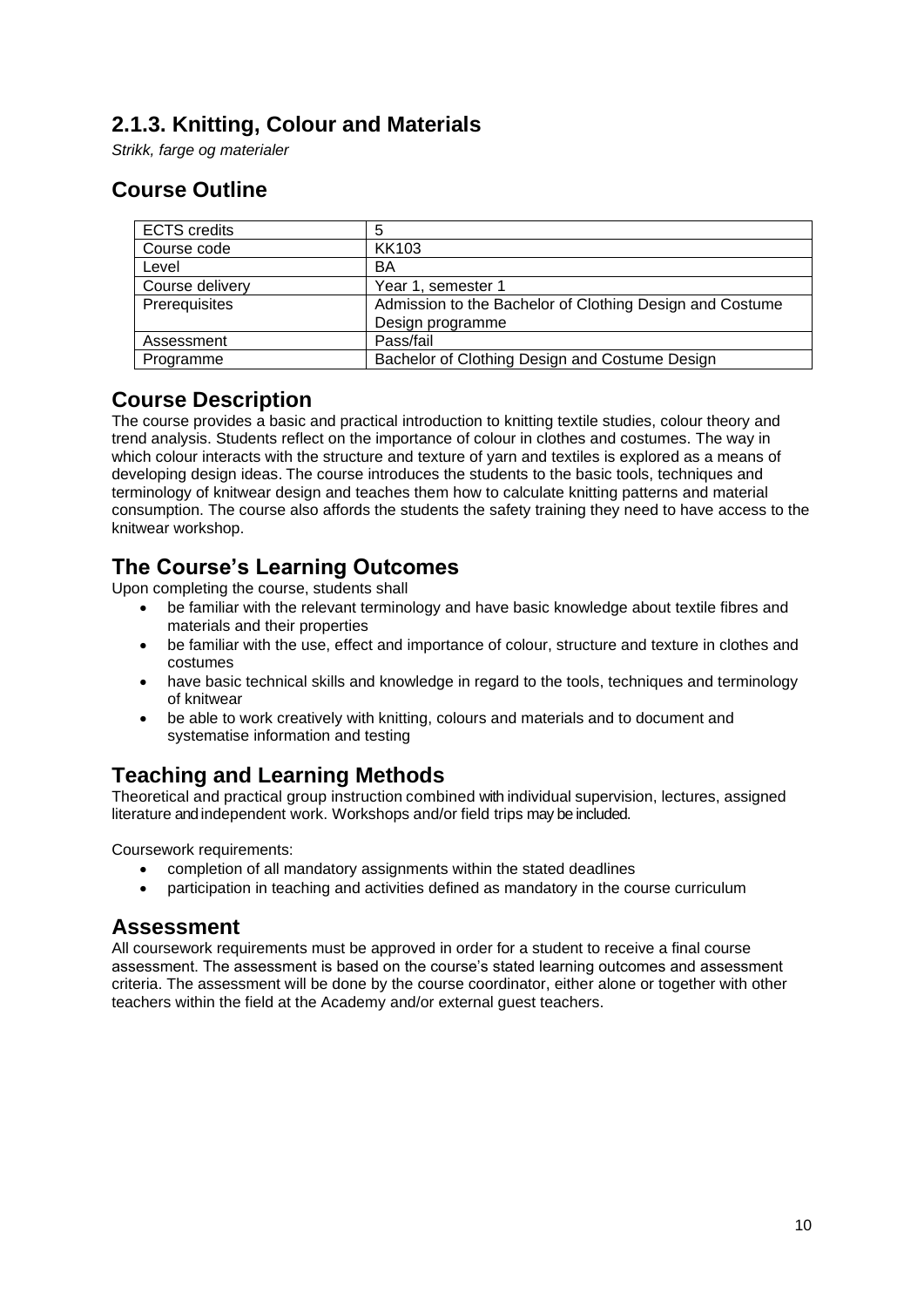## 2.1.3. Knitting, Colour and Materials

*Strikk, farge og materialer*

## Course Outline

| ECTS credits | 5 |
|---|---|
| Course code | KK103 |
| Level | BA |
| Course delivery | Year 1, semester 1 |
| Prerequisites | Admission to the Bachelor of Clothing Design and Costume Design programme |
| Assessment | Pass/fail |
| Programme | Bachelor of Clothing Design and Costume Design |

## Course Description

The course provides a basic and practical introduction to knitting textile studies, colour theory and trend analysis. Students reflect on the importance of colour in clothes and costumes. The way in which colour interacts with the structure and texture of yarn and textiles is explored as a means of developing design ideas. The course introduces the students to the basic tools, techniques and terminology of knitwear design and teaches them how to calculate knitting patterns and material consumption. The course also affords the students the safety training they need to have access to the knitwear workshop.

## The Course's Learning Outcomes

Upon completing the course, students shall

- be familiar with the relevant terminology and have basic knowledge about textile fibres and materials and their properties
- be familiar with the use, effect and importance of colour, structure and texture in clothes and costumes
- have basic technical skills and knowledge in regard to the tools, techniques and terminology of knitwear
- be able to work creatively with knitting, colours and materials and to document and systematise information and testing

## Teaching and Learning Methods

Theoretical and practical group instruction combined with individual supervision, lectures, assigned literature and independent work. Workshops and/or field trips may be included.

Coursework requirements:

- completion of all mandatory assignments within the stated deadlines
- participation in teaching and activities defined as mandatory in the course curriculum

## Assessment

All coursework requirements must be approved in order for a student to receive a final course assessment. The assessment is based on the course's stated learning outcomes and assessment criteria. The assessment will be done by the course coordinator, either alone or together with other teachers within the field at the Academy and/or external guest teachers.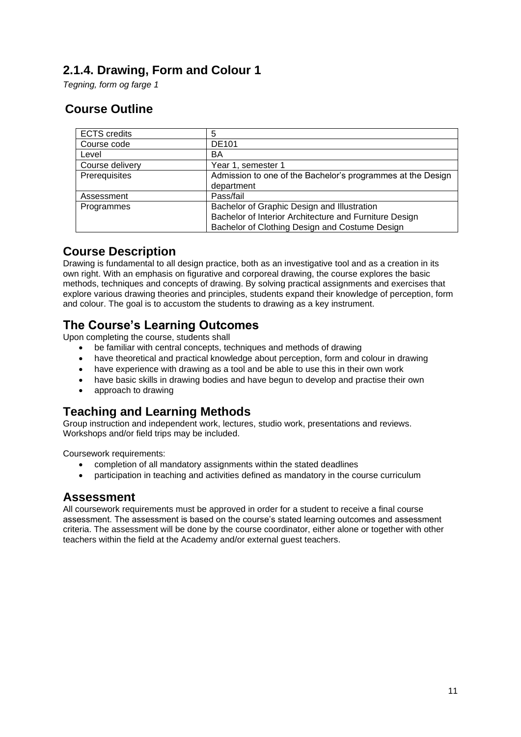## 2.1.4. Drawing, Form and Colour 1

*Tegning, form og farge 1*

## Course Outline

| ECTS credits | 5 |
|---|---|
| Course code | DE101 |
| Level | BA |
| Course delivery | Year 1, semester 1 |
| Prerequisites | Admission to one of the Bachelor's programmes at the Design department |
| Assessment | Pass/fail |
| Programmes | Bachelor of Graphic Design and Illustration<br>Bachelor of Interior Architecture and Furniture Design<br>Bachelor of Clothing Design and Costume Design |

## Course Description

Drawing is fundamental to all design practice, both as an investigative tool and as a creation in its own right. With an emphasis on figurative and corporeal drawing, the course explores the basic methods, techniques and concepts of drawing. By solving practical assignments and exercises that explore various drawing theories and principles, students expand their knowledge of perception, form and colour. The goal is to accustom the students to drawing as a key instrument.

## The Course's Learning Outcomes

Upon completing the course, students shall

- be familiar with central concepts, techniques and methods of drawing
- have theoretical and practical knowledge about perception, form and colour in drawing
- have experience with drawing as a tool and be able to use this in their own work
- have basic skills in drawing bodies and have begun to develop and practise their own
- approach to drawing

## Teaching and Learning Methods

Group instruction and independent work, lectures, studio work, presentations and reviews. Workshops and/or field trips may be included.

Coursework requirements:

- completion of all mandatory assignments within the stated deadlines
- participation in teaching and activities defined as mandatory in the course curriculum

## Assessment

All coursework requirements must be approved in order for a student to receive a final course assessment. The assessment is based on the course's stated learning outcomes and assessment criteria. The assessment will be done by the course coordinator, either alone or together with other teachers within the field at the Academy and/or external guest teachers.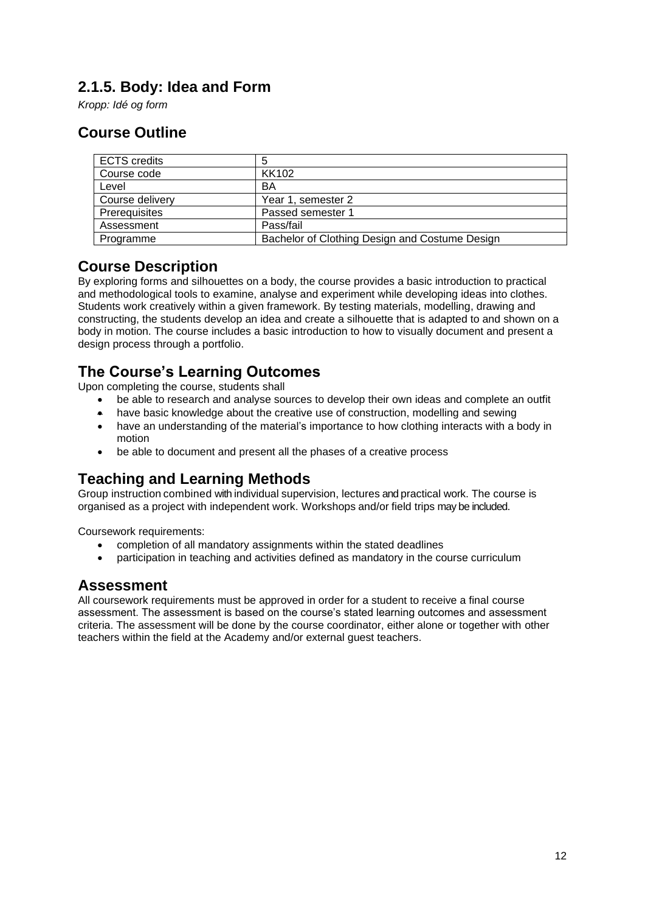## 2.1.5. Body: Idea and Form

*Kropp: Idé og form*

## Course Outline

| | |
|---|---|
| ECTS credits | 5 |
| Course code | KK102 |
| Level | BA |
| Course delivery | Year 1, semester 2 |
| Prerequisites | Passed semester 1 |
| Assessment | Pass/fail |
| Programme | Bachelor of Clothing Design and Costume Design |

## Course Description

By exploring forms and silhouettes on a body, the course provides a basic introduction to practical and methodological tools to examine, analyse and experiment while developing ideas into clothes. Students work creatively within a given framework. By testing materials, modelling, drawing and constructing, the students develop an idea and create a silhouette that is adapted to and shown on a body in motion. The course includes a basic introduction to how to visually document and present a design process through a portfolio.

## The Course's Learning Outcomes

Upon completing the course, students shall

- be able to research and analyse sources to develop their own ideas and complete an outfit
- have basic knowledge about the creative use of construction, modelling and sewing
- have an understanding of the material's importance to how clothing interacts with a body in motion
- be able to document and present all the phases of a creative process

## Teaching and Learning Methods

Group instruction combined with individual supervision, lectures and practical work. The course is organised as a project with independent work. Workshops and/or field trips may be included.

Coursework requirements:

- completion of all mandatory assignments within the stated deadlines
- participation in teaching and activities defined as mandatory in the course curriculum

## Assessment

All coursework requirements must be approved in order for a student to receive a final course assessment. The assessment is based on the course's stated learning outcomes and assessment criteria. The assessment will be done by the course coordinator, either alone or together with other teachers within the field at the Academy and/or external guest teachers.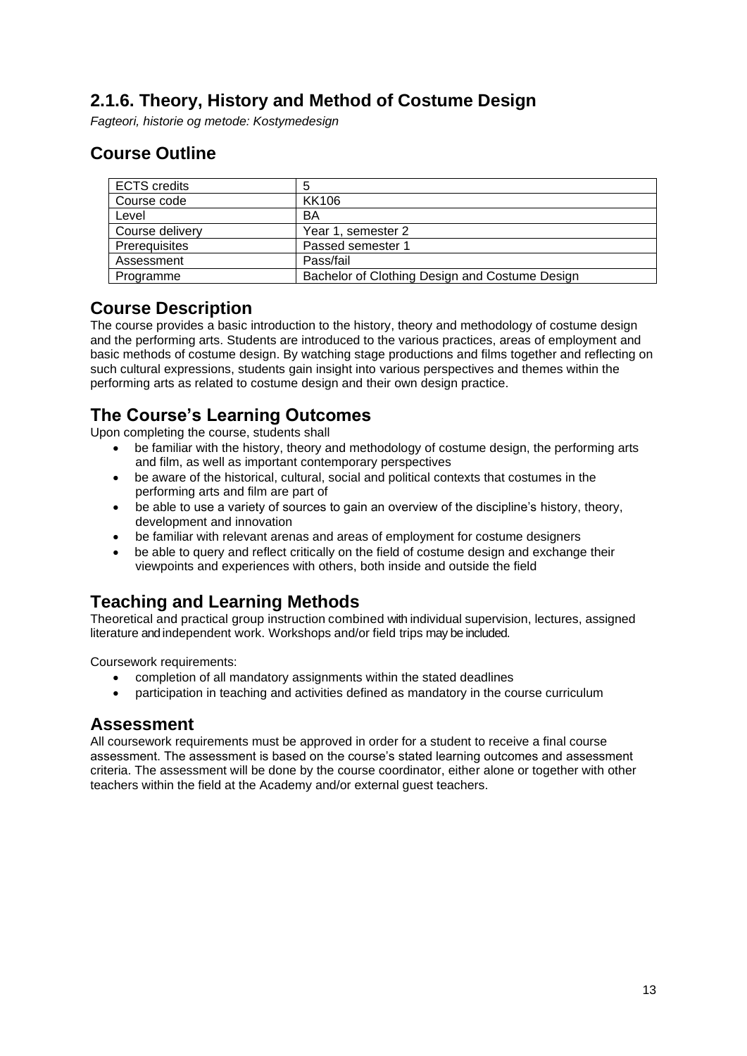## 2.1.6. Theory, History and Method of Costume Design

*Fagteori, historie og metode: Kostymedesign*

## Course Outline

| ECTS credits | 5 |
|---|---|
| Course code | KK106 |
| Level | BA |
| Course delivery | Year 1, semester 2 |
| Prerequisites | Passed semester 1 |
| Assessment | Pass/fail |
| Programme | Bachelor of Clothing Design and Costume Design |

## Course Description

The course provides a basic introduction to the history, theory and methodology of costume design and the performing arts. Students are introduced to the various practices, areas of employment and basic methods of costume design. By watching stage productions and films together and reflecting on such cultural expressions, students gain insight into various perspectives and themes within the performing arts as related to costume design and their own design practice.

## The Course's Learning Outcomes

Upon completing the course, students shall

- be familiar with the history, theory and methodology of costume design, the performing arts and film, as well as important contemporary perspectives
- be aware of the historical, cultural, social and political contexts that costumes in the performing arts and film are part of
- be able to use a variety of sources to gain an overview of the discipline's history, theory, development and innovation
- be familiar with relevant arenas and areas of employment for costume designers
- be able to query and reflect critically on the field of costume design and exchange their viewpoints and experiences with others, both inside and outside the field

## Teaching and Learning Methods

Theoretical and practical group instruction combined with individual supervision, lectures, assigned literature and independent work. Workshops and/or field trips may be included.

Coursework requirements:

- completion of all mandatory assignments within the stated deadlines
- participation in teaching and activities defined as mandatory in the course curriculum

## Assessment

All coursework requirements must be approved in order for a student to receive a final course assessment. The assessment is based on the course's stated learning outcomes and assessment criteria. The assessment will be done by the course coordinator, either alone or together with other teachers within the field at the Academy and/or external guest teachers.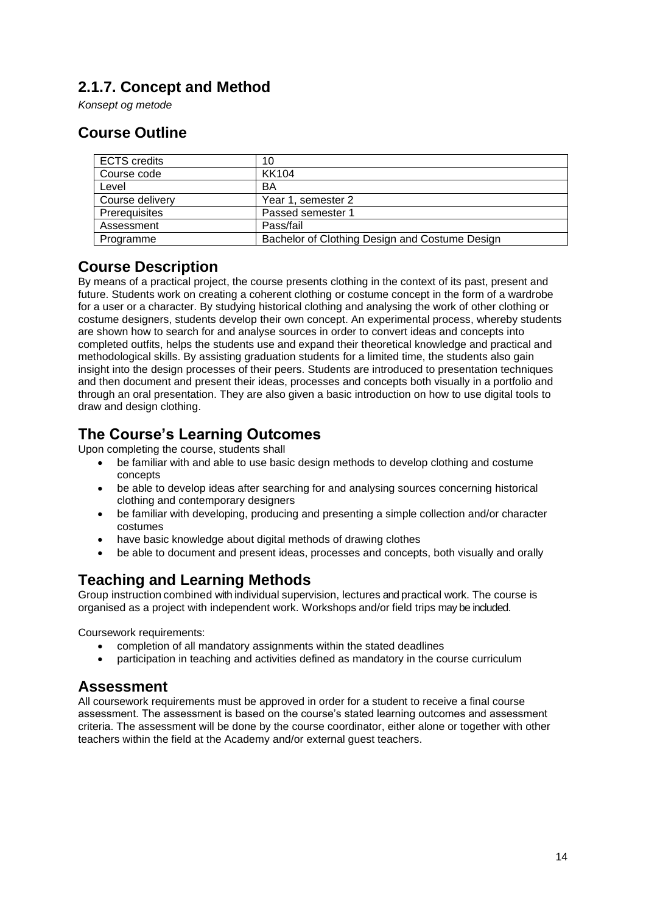## 2.1.7. Concept and Method

*Konsept og metode*

## Course Outline

| ECTS credits | 10 |
|---|---|
| Course code | KK104 |
| Level | BA |
| Course delivery | Year 1, semester 2 |
| Prerequisites | Passed semester 1 |
| Assessment | Pass/fail |
| Programme | Bachelor of Clothing Design and Costume Design |

## Course Description

By means of a practical project, the course presents clothing in the context of its past, present and future. Students work on creating a coherent clothing or costume concept in the form of a wardrobe for a user or a character. By studying historical clothing and analysing the work of other clothing or costume designers, students develop their own concept. An experimental process, whereby students are shown how to search for and analyse sources in order to convert ideas and concepts into completed outfits, helps the students use and expand their theoretical knowledge and practical and methodological skills. By assisting graduation students for a limited time, the students also gain insight into the design processes of their peers. Students are introduced to presentation techniques and then document and present their ideas, processes and concepts both visually in a portfolio and through an oral presentation. They are also given a basic introduction on how to use digital tools to draw and design clothing.

## The Course's Learning Outcomes

Upon completing the course, students shall

- be familiar with and able to use basic design methods to develop clothing and costume concepts
- be able to develop ideas after searching for and analysing sources concerning historical clothing and contemporary designers
- be familiar with developing, producing and presenting a simple collection and/or character costumes
- have basic knowledge about digital methods of drawing clothes
- be able to document and present ideas, processes and concepts, both visually and orally

## Teaching and Learning Methods

Group instruction combined with individual supervision, lectures and practical work. The course is organised as a project with independent work. Workshops and/or field trips may be included.

Coursework requirements:

- completion of all mandatory assignments within the stated deadlines
- participation in teaching and activities defined as mandatory in the course curriculum

## Assessment

All coursework requirements must be approved in order for a student to receive a final course assessment. The assessment is based on the course's stated learning outcomes and assessment criteria. The assessment will be done by the course coordinator, either alone or together with other teachers within the field at the Academy and/or external guest teachers.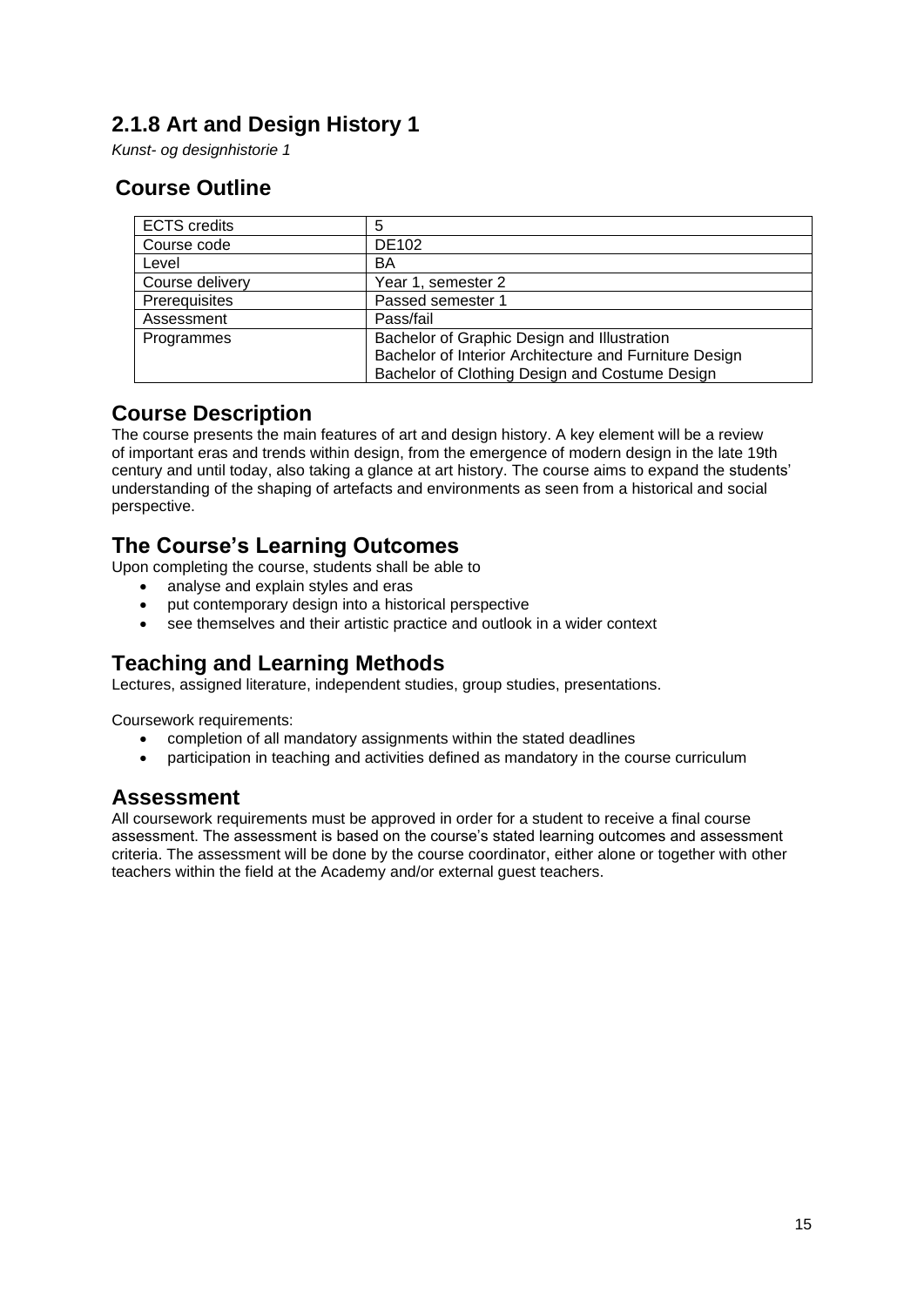## 2.1.8 Art and Design History 1

*Kunst- og designhistorie 1*

## Course Outline

| ECTS credits | 5 |
|---|---|
| Course code | DE102 |
| Level | BA |
| Course delivery | Year 1, semester 2 |
| Prerequisites | Passed semester 1 |
| Assessment | Pass/fail |
| Programmes | Bachelor of Graphic Design and Illustration<br>Bachelor of Interior Architecture and Furniture Design<br>Bachelor of Clothing Design and Costume Design |

## Course Description

The course presents the main features of art and design history. A key element will be a review of important eras and trends within design, from the emergence of modern design in the late 19th century and until today, also taking a glance at art history. The course aims to expand the students' understanding of the shaping of artefacts and environments as seen from a historical and social perspective.

## The Course's Learning Outcomes

Upon completing the course, students shall be able to

- analyse and explain styles and eras
- put contemporary design into a historical perspective
- see themselves and their artistic practice and outlook in a wider context

## Teaching and Learning Methods

Lectures, assigned literature, independent studies, group studies, presentations.

Coursework requirements:

- completion of all mandatory assignments within the stated deadlines
- participation in teaching and activities defined as mandatory in the course curriculum

## Assessment

All coursework requirements must be approved in order for a student to receive a final course assessment. The assessment is based on the course's stated learning outcomes and assessment criteria. The assessment will be done by the course coordinator, either alone or together with other teachers within the field at the Academy and/or external guest teachers.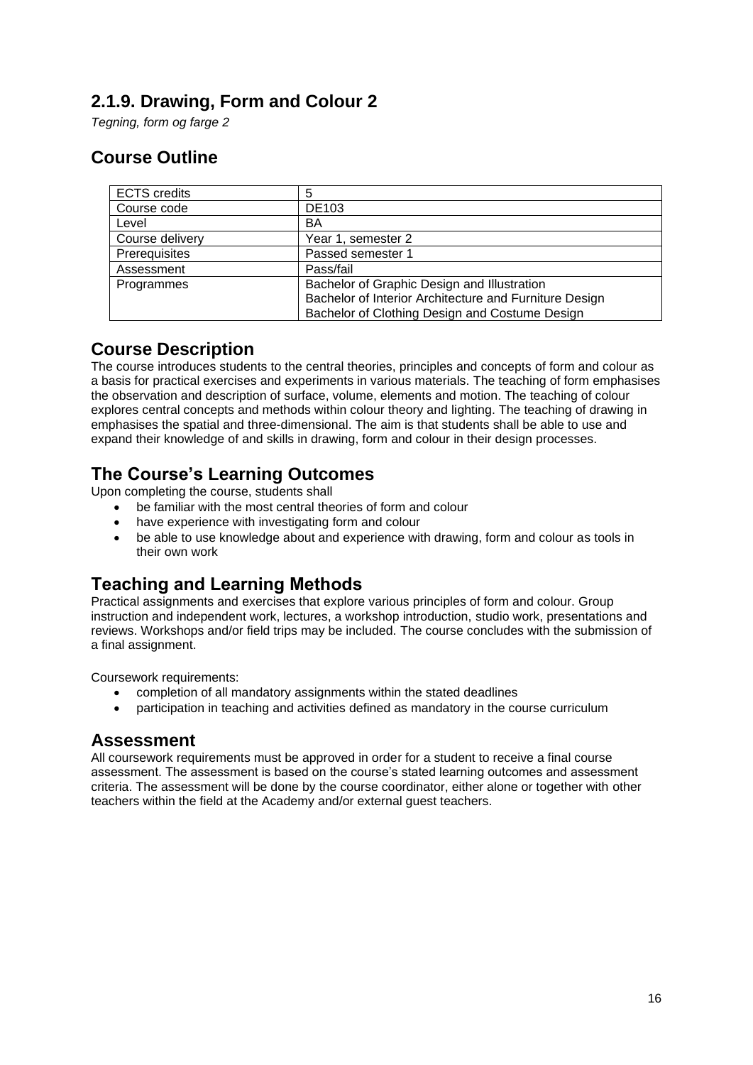## 2.1.9. Drawing, Form and Colour 2

*Tegning, form og farge 2*

## Course Outline

| ECTS credits | 5 |
|---|---|
| Course code | DE103 |
| Level | BA |
| Course delivery | Year 1, semester 2 |
| Prerequisites | Passed semester 1 |
| Assessment | Pass/fail |
| Programmes | Bachelor of Graphic Design and Illustration<br>Bachelor of Interior Architecture and Furniture Design<br>Bachelor of Clothing Design and Costume Design |

## Course Description

The course introduces students to the central theories, principles and concepts of form and colour as a basis for practical exercises and experiments in various materials. The teaching of form emphasises the observation and description of surface, volume, elements and motion. The teaching of colour explores central concepts and methods within colour theory and lighting. The teaching of drawing in emphasises the spatial and three-dimensional. The aim is that students shall be able to use and expand their knowledge of and skills in drawing, form and colour in their design processes.

## The Course's Learning Outcomes

Upon completing the course, students shall

- be familiar with the most central theories of form and colour
- have experience with investigating form and colour
- be able to use knowledge about and experience with drawing, form and colour as tools in their own work

## Teaching and Learning Methods

Practical assignments and exercises that explore various principles of form and colour. Group instruction and independent work, lectures, a workshop introduction, studio work, presentations and reviews. Workshops and/or field trips may be included. The course concludes with the submission of a final assignment.

Coursework requirements:

- completion of all mandatory assignments within the stated deadlines
- participation in teaching and activities defined as mandatory in the course curriculum

## Assessment

All coursework requirements must be approved in order for a student to receive a final course assessment. The assessment is based on the course's stated learning outcomes and assessment criteria. The assessment will be done by the course coordinator, either alone or together with other teachers within the field at the Academy and/or external guest teachers.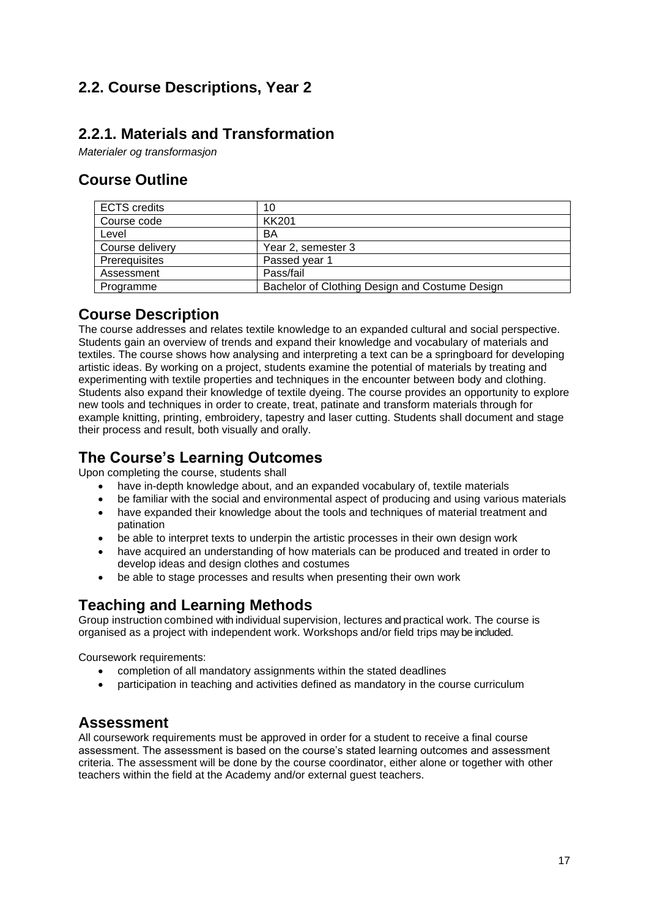## 2.2. Course Descriptions, Year 2

## 2.2.1. Materials and Transformation

*Materialer og transformasjon*

## Course Outline

| ECTS credits | 10 |
|---|---|
| Course code | KK201 |
| Level | BA |
| Course delivery | Year 2, semester 3 |
| Prerequisites | Passed year 1 |
| Assessment | Pass/fail |
| Programme | Bachelor of Clothing Design and Costume Design |

## Course Description

The course addresses and relates textile knowledge to an expanded cultural and social perspective. Students gain an overview of trends and expand their knowledge and vocabulary of materials and textiles. The course shows how analysing and interpreting a text can be a springboard for developing artistic ideas. By working on a project, students examine the potential of materials by treating and experimenting with textile properties and techniques in the encounter between body and clothing. Students also expand their knowledge of textile dyeing. The course provides an opportunity to explore new tools and techniques in order to create, treat, patinate and transform materials through for example knitting, printing, embroidery, tapestry and laser cutting. Students shall document and stage their process and result, both visually and orally.

## The Course's Learning Outcomes

Upon completing the course, students shall

- have in-depth knowledge about, and an expanded vocabulary of, textile materials
- be familiar with the social and environmental aspect of producing and using various materials
- have expanded their knowledge about the tools and techniques of material treatment and patination
- be able to interpret texts to underpin the artistic processes in their own design work
- have acquired an understanding of how materials can be produced and treated in order to develop ideas and design clothes and costumes
- be able to stage processes and results when presenting their own work

## Teaching and Learning Methods

Group instruction combined with individual supervision, lectures and practical work. The course is organised as a project with independent work. Workshops and/or field trips may be included.

Coursework requirements:

- completion of all mandatory assignments within the stated deadlines
- participation in teaching and activities defined as mandatory in the course curriculum

## Assessment

All coursework requirements must be approved in order for a student to receive a final course assessment. The assessment is based on the course's stated learning outcomes and assessment criteria. The assessment will be done by the course coordinator, either alone or together with other teachers within the field at the Academy and/or external guest teachers.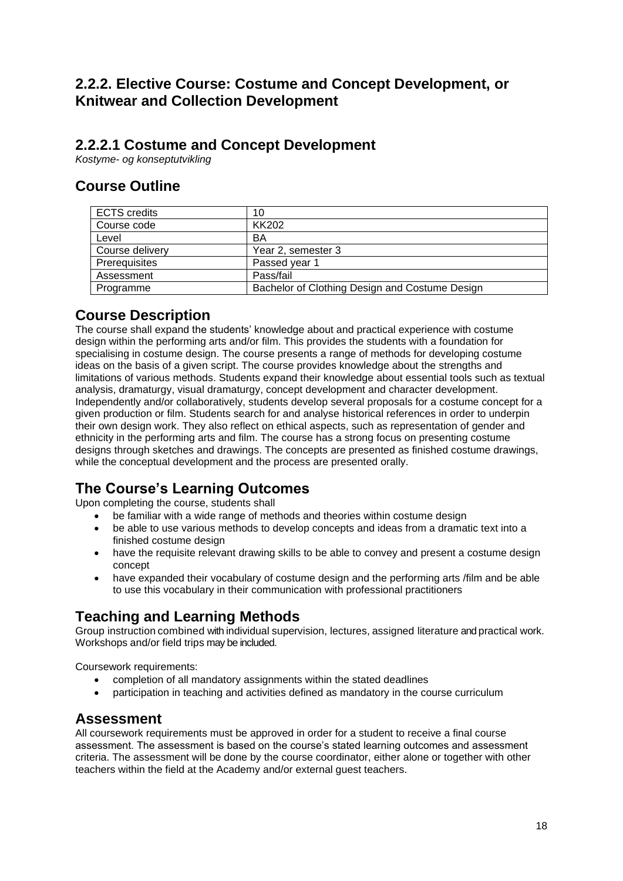## 2.2.2. Elective Course: Costume and Concept Development, or Knitwear and Collection Development

### 2.2.2.1 Costume and Concept Development

*Kostyme- og konseptutvikling*

## Course Outline

| ECTS credits | 10 |
|---|---|
| Course code | KK202 |
| Level | BA |
| Course delivery | Year 2, semester 3 |
| Prerequisites | Passed year 1 |
| Assessment | Pass/fail |
| Programme | Bachelor of Clothing Design and Costume Design |

## Course Description

The course shall expand the students' knowledge about and practical experience with costume design within the performing arts and/or film. This provides the students with a foundation for specialising in costume design. The course presents a range of methods for developing costume ideas on the basis of a given script. The course provides knowledge about the strengths and limitations of various methods. Students expand their knowledge about essential tools such as textual analysis, dramaturgy, visual dramaturgy, concept development and character development. Independently and/or collaboratively, students develop several proposals for a costume concept for a given production or film. Students search for and analyse historical references in order to underpin their own design work. They also reflect on ethical aspects, such as representation of gender and ethnicity in the performing arts and film. The course has a strong focus on presenting costume designs through sketches and drawings. The concepts are presented as finished costume drawings, while the conceptual development and the process are presented orally.

## The Course's Learning Outcomes

Upon completing the course, students shall

- be familiar with a wide range of methods and theories within costume design
- be able to use various methods to develop concepts and ideas from a dramatic text into a finished costume design
- have the requisite relevant drawing skills to be able to convey and present a costume design concept
- have expanded their vocabulary of costume design and the performing arts /film and be able to use this vocabulary in their communication with professional practitioners

## Teaching and Learning Methods

Group instruction combined with individual supervision, lectures, assigned literature and practical work. Workshops and/or field trips may be included.

Coursework requirements:

- completion of all mandatory assignments within the stated deadlines
- participation in teaching and activities defined as mandatory in the course curriculum

## Assessment

All coursework requirements must be approved in order for a student to receive a final course assessment. The assessment is based on the course's stated learning outcomes and assessment criteria. The assessment will be done by the course coordinator, either alone or together with other teachers within the field at the Academy and/or external guest teachers.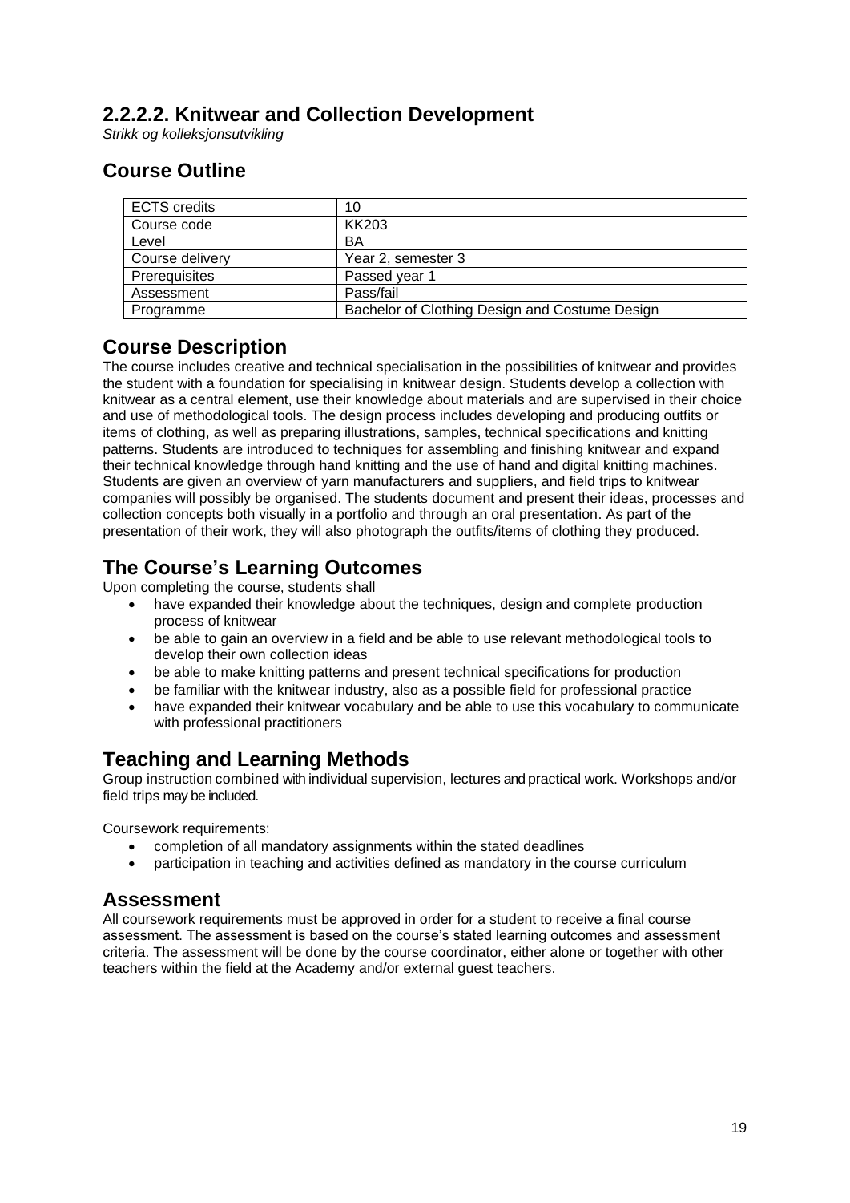## 2.2.2.2. Knitwear and Collection Development

*Strikk og kolleksjonsutvikling*

## Course Outline

| ECTS credits | 10 |
|---|---|
| Course code | KK203 |
| Level | BA |
| Course delivery | Year 2, semester 3 |
| Prerequisites | Passed year 1 |
| Assessment | Pass/fail |
| Programme | Bachelor of Clothing Design and Costume Design |

## Course Description

The course includes creative and technical specialisation in the possibilities of knitwear and provides the student with a foundation for specialising in knitwear design. Students develop a collection with knitwear as a central element, use their knowledge about materials and are supervised in their choice and use of methodological tools. The design process includes developing and producing outfits or items of clothing, as well as preparing illustrations, samples, technical specifications and knitting patterns. Students are introduced to techniques for assembling and finishing knitwear and expand their technical knowledge through hand knitting and the use of hand and digital knitting machines. Students are given an overview of yarn manufacturers and suppliers, and field trips to knitwear companies will possibly be organised. The students document and present their ideas, processes and collection concepts both visually in a portfolio and through an oral presentation. As part of the presentation of their work, they will also photograph the outfits/items of clothing they produced.

## The Course's Learning Outcomes

Upon completing the course, students shall

- have expanded their knowledge about the techniques, design and complete production process of knitwear
- be able to gain an overview in a field and be able to use relevant methodological tools to develop their own collection ideas
- be able to make knitting patterns and present technical specifications for production
- be familiar with the knitwear industry, also as a possible field for professional practice
- have expanded their knitwear vocabulary and be able to use this vocabulary to communicate with professional practitioners

## Teaching and Learning Methods

Group instruction combined with individual supervision, lectures and practical work. Workshops and/or field trips may be included.

Coursework requirements:

- completion of all mandatory assignments within the stated deadlines
- participation in teaching and activities defined as mandatory in the course curriculum

## Assessment

All coursework requirements must be approved in order for a student to receive a final course assessment. The assessment is based on the course's stated learning outcomes and assessment criteria. The assessment will be done by the course coordinator, either alone or together with other teachers within the field at the Academy and/or external guest teachers.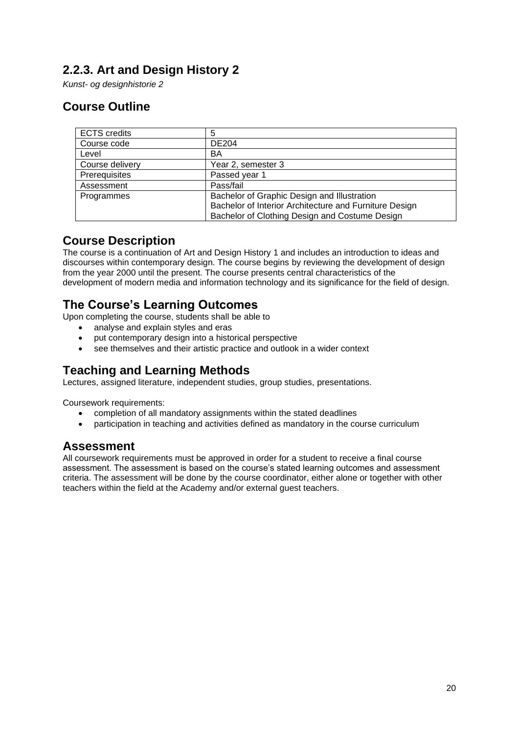## 2.2.3. Art and Design History 2

*Kunst- og designhistorie 2*

## Course Outline

| ECTS credits | 5 |
|---|---|
| Course code | DE204 |
| Level | BA |
| Course delivery | Year 2, semester 3 |
| Prerequisites | Passed year 1 |
| Assessment | Pass/fail |
| Programmes | Bachelor of Graphic Design and Illustration<br>Bachelor of Interior Architecture and Furniture Design<br>Bachelor of Clothing Design and Costume Design |

## Course Description

The course is a continuation of Art and Design History 1 and includes an introduction to ideas and discourses within contemporary design. The course begins by reviewing the development of design from the year 2000 until the present. The course presents central characteristics of the development of modern media and information technology and its significance for the field of design.

## The Course's Learning Outcomes

Upon completing the course, students shall be able to

- analyse and explain styles and eras
- put contemporary design into a historical perspective
- see themselves and their artistic practice and outlook in a wider context

## Teaching and Learning Methods

Lectures, assigned literature, independent studies, group studies, presentations.

Coursework requirements:

- completion of all mandatory assignments within the stated deadlines
- participation in teaching and activities defined as mandatory in the course curriculum

## Assessment

All coursework requirements must be approved in order for a student to receive a final course assessment. The assessment is based on the course's stated learning outcomes and assessment criteria. The assessment will be done by the course coordinator, either alone or together with other teachers within the field at the Academy and/or external guest teachers.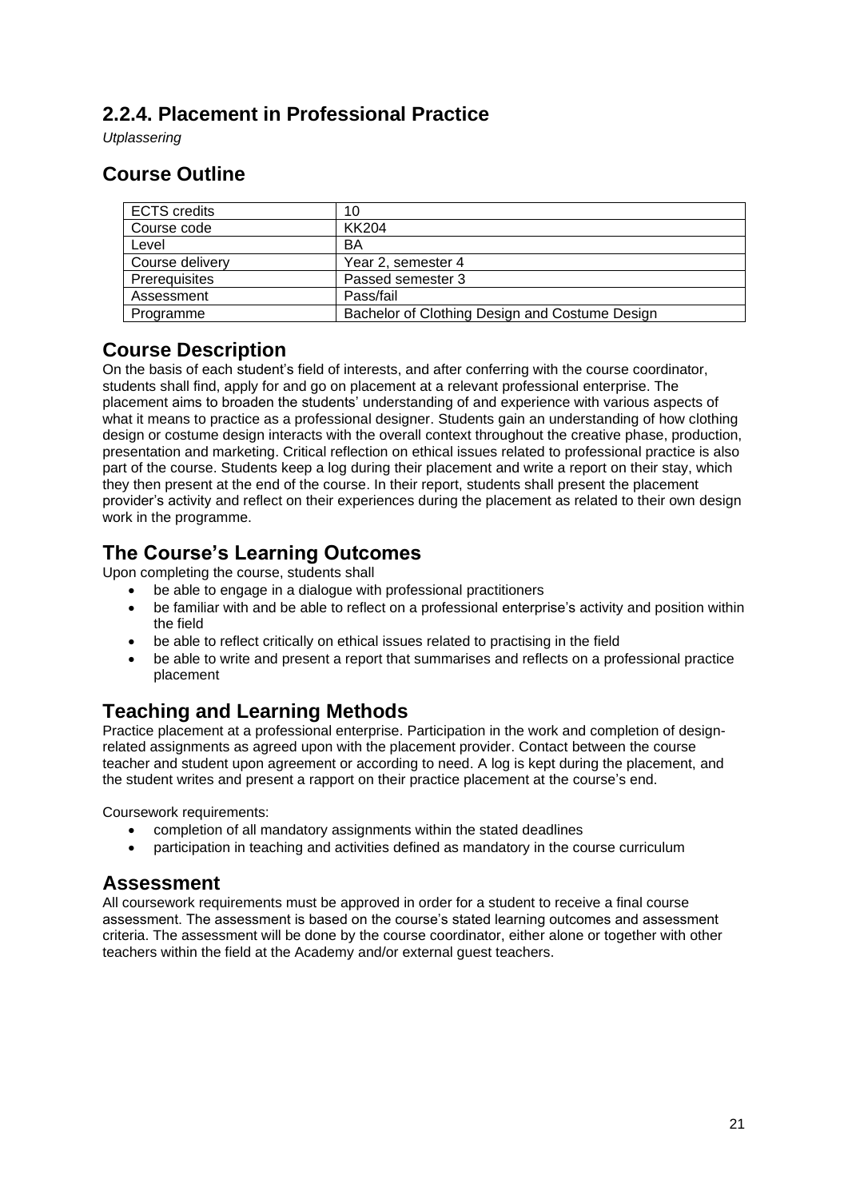## 2.2.4. Placement in Professional Practice

*Utplassering*

## Course Outline

| ECTS credits | 10 |
|---|---|
| Course code | KK204 |
| Level | BA |
| Course delivery | Year 2, semester 4 |
| Prerequisites | Passed semester 3 |
| Assessment | Pass/fail |
| Programme | Bachelor of Clothing Design and Costume Design |

## Course Description

On the basis of each student's field of interests, and after conferring with the course coordinator, students shall find, apply for and go on placement at a relevant professional enterprise. The placement aims to broaden the students' understanding of and experience with various aspects of what it means to practice as a professional designer. Students gain an understanding of how clothing design or costume design interacts with the overall context throughout the creative phase, production, presentation and marketing. Critical reflection on ethical issues related to professional practice is also part of the course. Students keep a log during their placement and write a report on their stay, which they then present at the end of the course. In their report, students shall present the placement provider's activity and reflect on their experiences during the placement as related to their own design work in the programme.

## The Course's Learning Outcomes

Upon completing the course, students shall

- be able to engage in a dialogue with professional practitioners
- be familiar with and be able to reflect on a professional enterprise's activity and position within the field
- be able to reflect critically on ethical issues related to practising in the field
- be able to write and present a report that summarises and reflects on a professional practice placement

## Teaching and Learning Methods

Practice placement at a professional enterprise. Participation in the work and completion of design-related assignments as agreed upon with the placement provider. Contact between the course teacher and student upon agreement or according to need. A log is kept during the placement, and the student writes and present a rapport on their practice placement at the course's end.

Coursework requirements:

- completion of all mandatory assignments within the stated deadlines
- participation in teaching and activities defined as mandatory in the course curriculum

## Assessment

All coursework requirements must be approved in order for a student to receive a final course assessment. The assessment is based on the course's stated learning outcomes and assessment criteria. The assessment will be done by the course coordinator, either alone or together with other teachers within the field at the Academy and/or external guest teachers.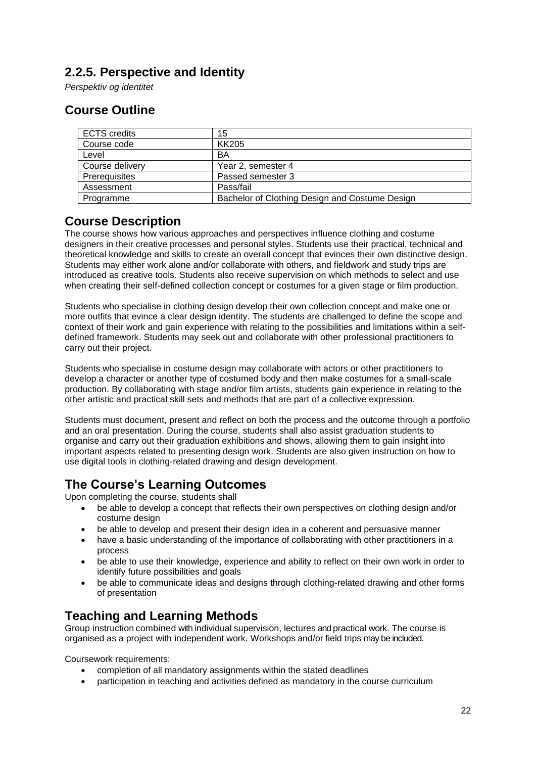## 2.2.5. Perspective and Identity

*Perspektiv og identitet*

## Course Outline

| ECTS credits | 15 |
|---|---|
| Course code | KK205 |
| Level | BA |
| Course delivery | Year 2, semester 4 |
| Prerequisites | Passed semester 3 |
| Assessment | Pass/fail |
| Programme | Bachelor of Clothing Design and Costume Design |

## Course Description

The course shows how various approaches and perspectives influence clothing and costume designers in their creative processes and personal styles. Students use their practical, technical and theoretical knowledge and skills to create an overall concept that evinces their own distinctive design. Students may either work alone and/or collaborate with others, and fieldwork and study trips are introduced as creative tools. Students also receive supervision on which methods to select and use when creating their self-defined collection concept or costumes for a given stage or film production.

Students who specialise in clothing design develop their own collection concept and make one or more outfits that evince a clear design identity. The students are challenged to define the scope and context of their work and gain experience with relating to the possibilities and limitations within a self-defined framework. Students may seek out and collaborate with other professional practitioners to carry out their project.

Students who specialise in costume design may collaborate with actors or other practitioners to develop a character or another type of costumed body and then make costumes for a small-scale production. By collaborating with stage and/or film artists, students gain experience in relating to the other artistic and practical skill sets and methods that are part of a collective expression.

Students must document, present and reflect on both the process and the outcome through a portfolio and an oral presentation. During the course, students shall also assist graduation students to organise and carry out their graduation exhibitions and shows, allowing them to gain insight into important aspects related to presenting design work. Students are also given instruction on how to use digital tools in clothing-related drawing and design development.

## The Course's Learning Outcomes

Upon completing the course, students shall

- be able to develop a concept that reflects their own perspectives on clothing design and/or costume design
- be able to develop and present their design idea in a coherent and persuasive manner
- have a basic understanding of the importance of collaborating with other practitioners in a process
- be able to use their knowledge, experience and ability to reflect on their own work in order to identify future possibilities and goals
- be able to communicate ideas and designs through clothing-related drawing and other forms of presentation

## Teaching and Learning Methods

Group instruction combined with individual supervision, lectures and practical work. The course is organised as a project with independent work. Workshops and/or field trips may be included.

Coursework requirements:

- completion of all mandatory assignments within the stated deadlines
- participation in teaching and activities defined as mandatory in the course curriculum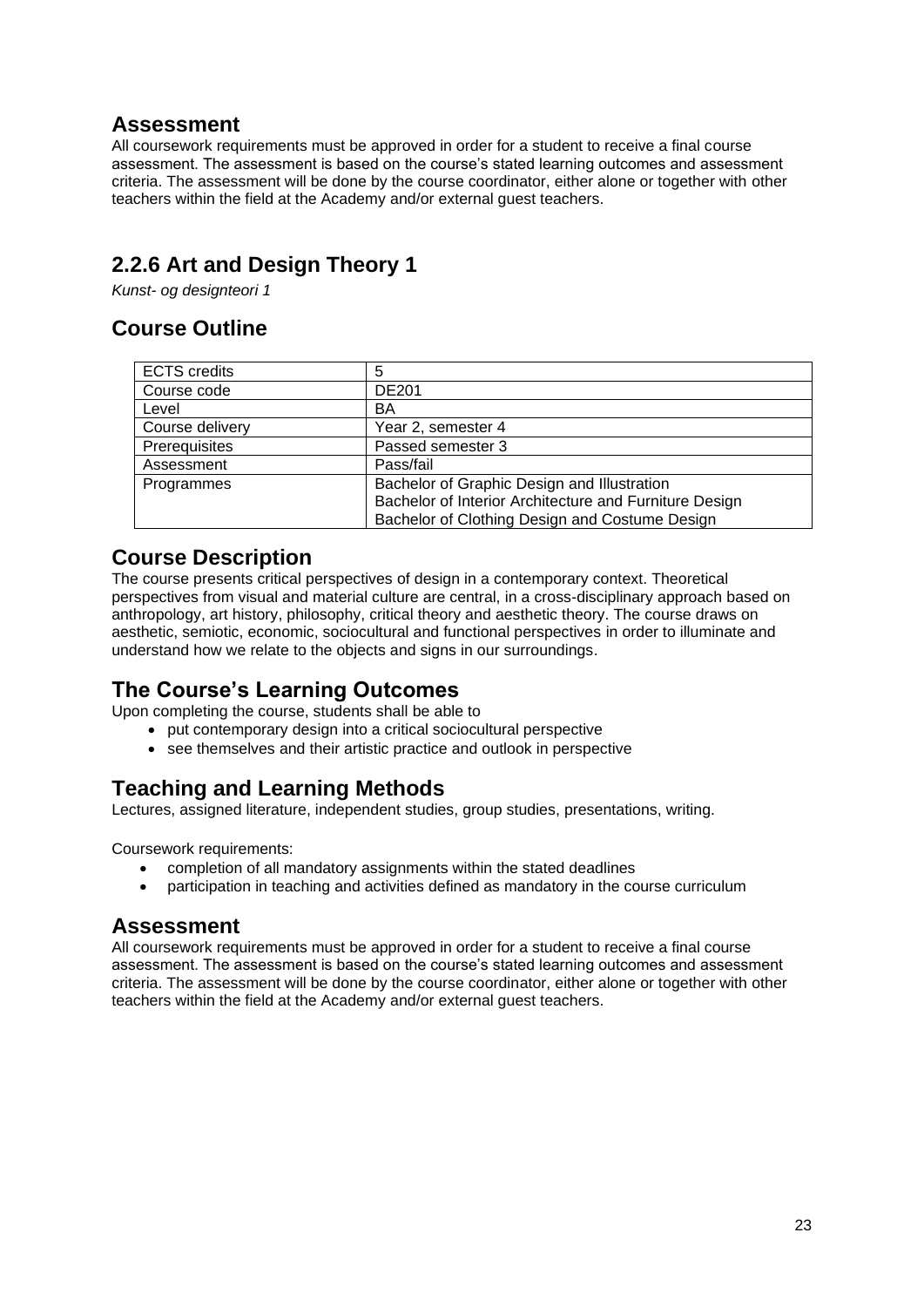## Assessment

All coursework requirements must be approved in order for a student to receive a final course assessment. The assessment is based on the course's stated learning outcomes and assessment criteria. The assessment will be done by the course coordinator, either alone or together with other teachers within the field at the Academy and/or external guest teachers.

## 2.2.6 Art and Design Theory 1

*Kunst- og designteori 1*

## Course Outline

| ECTS credits | 5 |
|---|---|
| Course code | DE201 |
| Level | BA |
| Course delivery | Year 2, semester 4 |
| Prerequisites | Passed semester 3 |
| Assessment | Pass/fail |
| Programmes | Bachelor of Graphic Design and Illustration<br>Bachelor of Interior Architecture and Furniture Design<br>Bachelor of Clothing Design and Costume Design |

## Course Description

The course presents critical perspectives of design in a contemporary context. Theoretical perspectives from visual and material culture are central, in a cross-disciplinary approach based on anthropology, art history, philosophy, critical theory and aesthetic theory. The course draws on aesthetic, semiotic, economic, sociocultural and functional perspectives in order to illuminate and understand how we relate to the objects and signs in our surroundings.

## The Course's Learning Outcomes

Upon completing the course, students shall be able to

- put contemporary design into a critical sociocultural perspective
- see themselves and their artistic practice and outlook in perspective

## Teaching and Learning Methods

Lectures, assigned literature, independent studies, group studies, presentations, writing.

Coursework requirements:

- completion of all mandatory assignments within the stated deadlines
- participation in teaching and activities defined as mandatory in the course curriculum

## Assessment

All coursework requirements must be approved in order for a student to receive a final course assessment. The assessment is based on the course's stated learning outcomes and assessment criteria. The assessment will be done by the course coordinator, either alone or together with other teachers within the field at the Academy and/or external guest teachers.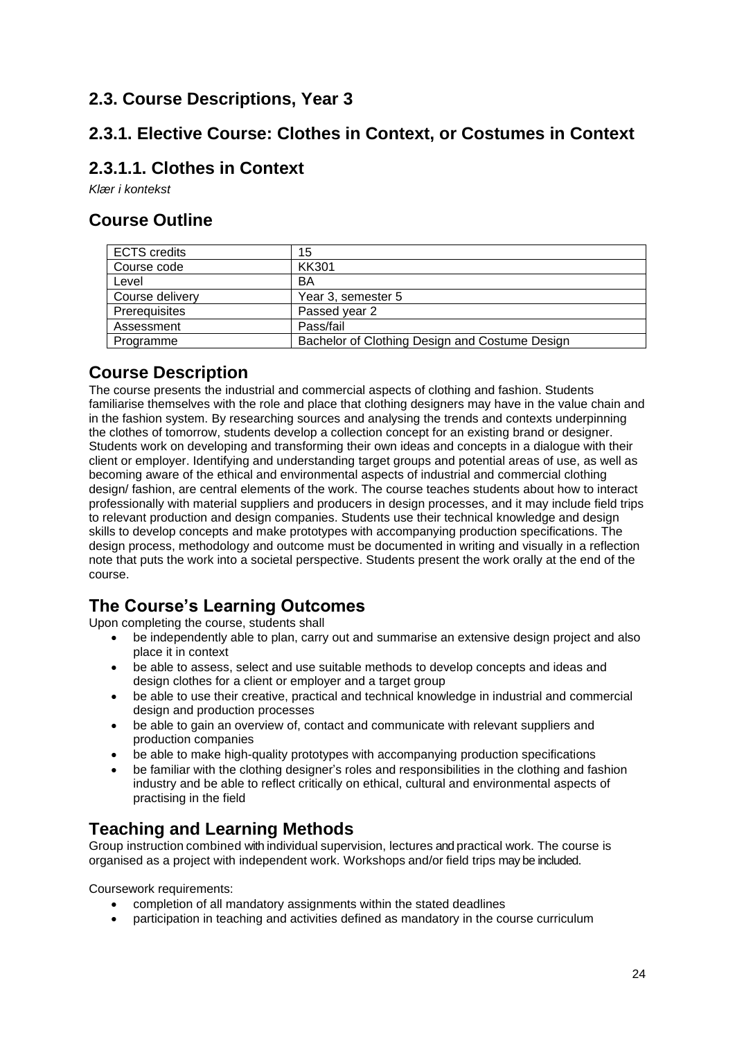## 2.3. Course Descriptions, Year 3

## 2.3.1. Elective Course: Clothes in Context, or Costumes in Context

## 2.3.1.1. Clothes in Context

*Klær i kontekst*

## Course Outline

| ECTS credits | 15 |
|---|---|
| Course code | KK301 |
| Level | BA |
| Course delivery | Year 3, semester 5 |
| Prerequisites | Passed year 2 |
| Assessment | Pass/fail |
| Programme | Bachelor of Clothing Design and Costume Design |

## Course Description

The course presents the industrial and commercial aspects of clothing and fashion. Students familiarise themselves with the role and place that clothing designers may have in the value chain and in the fashion system. By researching sources and analysing the trends and contexts underpinning the clothes of tomorrow, students develop a collection concept for an existing brand or designer. Students work on developing and transforming their own ideas and concepts in a dialogue with their client or employer. Identifying and understanding target groups and potential areas of use, as well as becoming aware of the ethical and environmental aspects of industrial and commercial clothing design/ fashion, are central elements of the work. The course teaches students about how to interact professionally with material suppliers and producers in design processes, and it may include field trips to relevant production and design companies. Students use their technical knowledge and design skills to develop concepts and make prototypes with accompanying production specifications. The design process, methodology and outcome must be documented in writing and visually in a reflection note that puts the work into a societal perspective. Students present the work orally at the end of the course.

## The Course's Learning Outcomes

Upon completing the course, students shall

- be independently able to plan, carry out and summarise an extensive design project and also place it in context
- be able to assess, select and use suitable methods to develop concepts and ideas and design clothes for a client or employer and a target group
- be able to use their creative, practical and technical knowledge in industrial and commercial design and production processes
- be able to gain an overview of, contact and communicate with relevant suppliers and production companies
- be able to make high-quality prototypes with accompanying production specifications
- be familiar with the clothing designer's roles and responsibilities in the clothing and fashion industry and be able to reflect critically on ethical, cultural and environmental aspects of practising in the field

## Teaching and Learning Methods

Group instruction combined with individual supervision, lectures and practical work. The course is organised as a project with independent work. Workshops and/or field trips may be included.

Coursework requirements:

- completion of all mandatory assignments within the stated deadlines
- participation in teaching and activities defined as mandatory in the course curriculum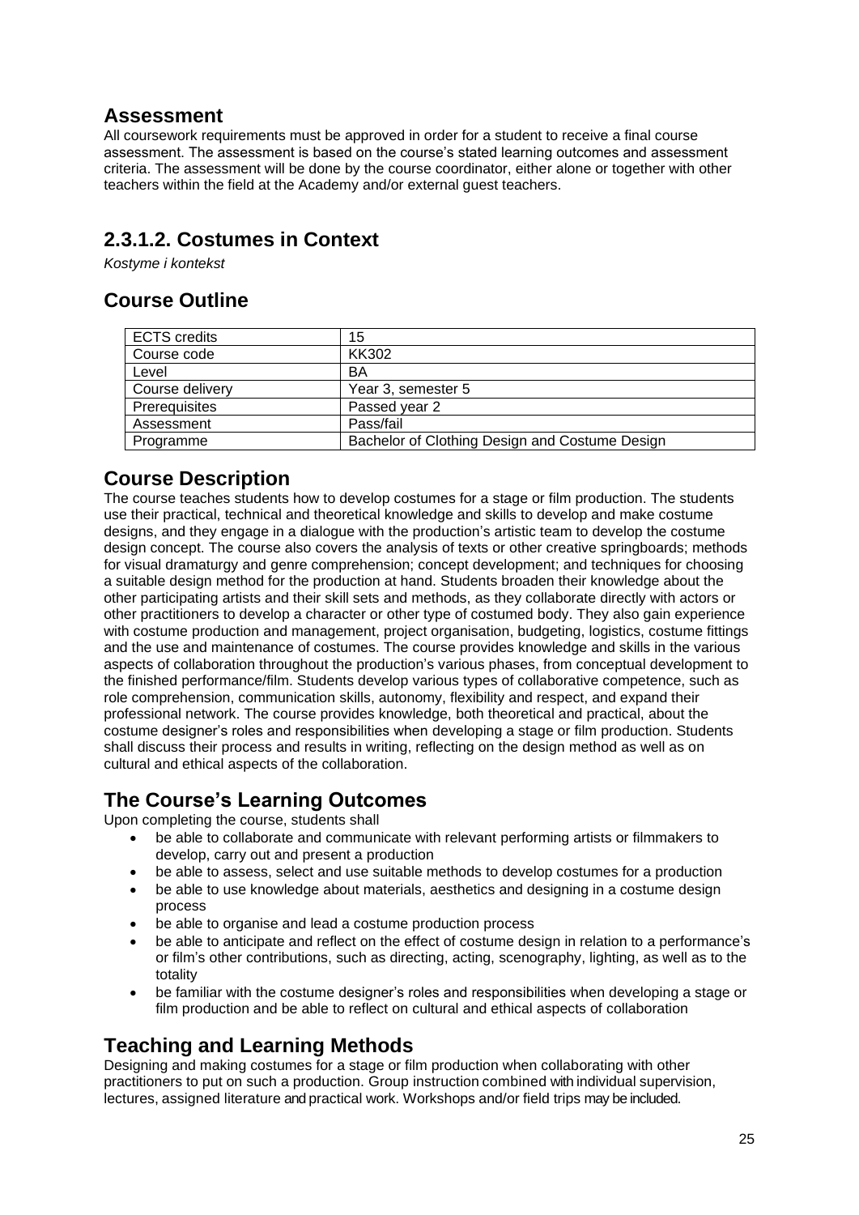## Assessment

All coursework requirements must be approved in order for a student to receive a final course assessment. The assessment is based on the course's stated learning outcomes and assessment criteria. The assessment will be done by the course coordinator, either alone or together with other teachers within the field at the Academy and/or external guest teachers.

## 2.3.1.2. Costumes in Context

*Kostyme i kontekst*

## Course Outline

| ECTS credits | 15 |
|---|---|
| Course code | KK302 |
| Level | BA |
| Course delivery | Year 3, semester 5 |
| Prerequisites | Passed year 2 |
| Assessment | Pass/fail |
| Programme | Bachelor of Clothing Design and Costume Design |

## Course Description

The course teaches students how to develop costumes for a stage or film production. The students use their practical, technical and theoretical knowledge and skills to develop and make costume designs, and they engage in a dialogue with the production's artistic team to develop the costume design concept. The course also covers the analysis of texts or other creative springboards; methods for visual dramaturgy and genre comprehension; concept development; and techniques for choosing a suitable design method for the production at hand. Students broaden their knowledge about the other participating artists and their skill sets and methods, as they collaborate directly with actors or other practitioners to develop a character or other type of costumed body. They also gain experience with costume production and management, project organisation, budgeting, logistics, costume fittings and the use and maintenance of costumes. The course provides knowledge and skills in the various aspects of collaboration throughout the production's various phases, from conceptual development to the finished performance/film. Students develop various types of collaborative competence, such as role comprehension, communication skills, autonomy, flexibility and respect, and expand their professional network. The course provides knowledge, both theoretical and practical, about the costume designer's roles and responsibilities when developing a stage or film production. Students shall discuss their process and results in writing, reflecting on the design method as well as on cultural and ethical aspects of the collaboration.

## The Course's Learning Outcomes

Upon completing the course, students shall

- be able to collaborate and communicate with relevant performing artists or filmmakers to develop, carry out and present a production
- be able to assess, select and use suitable methods to develop costumes for a production
- be able to use knowledge about materials, aesthetics and designing in a costume design process
- be able to organise and lead a costume production process
- be able to anticipate and reflect on the effect of costume design in relation to a performance's or film's other contributions, such as directing, acting, scenography, lighting, as well as to the totality
- be familiar with the costume designer's roles and responsibilities when developing a stage or film production and be able to reflect on cultural and ethical aspects of collaboration

## Teaching and Learning Methods

Designing and making costumes for a stage or film production when collaborating with other practitioners to put on such a production. Group instruction combined with individual supervision, lectures, assigned literature and practical work. Workshops and/or field trips may be included.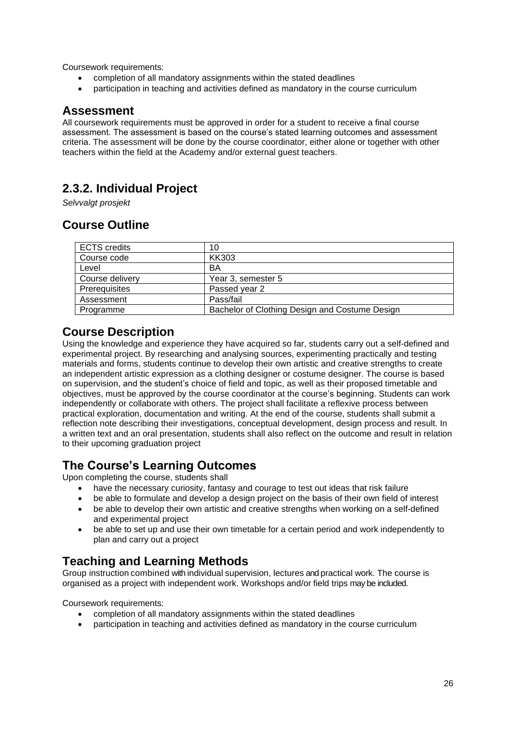Coursework requirements:

- completion of all mandatory assignments within the stated deadlines
- participation in teaching and activities defined as mandatory in the course curriculum

## Assessment

All coursework requirements must be approved in order for a student to receive a final course assessment. The assessment is based on the course's stated learning outcomes and assessment criteria. The assessment will be done by the course coordinator, either alone or together with other teachers within the field at the Academy and/or external guest teachers.

## 2.3.2. Individual Project

*Selvvalgt prosjekt*

## Course Outline

| ECTS credits | 10 |
| --- | --- |
| Course code | KK303 |
| Level | BA |
| Course delivery | Year 3, semester 5 |
| Prerequisites | Passed year 2 |
| Assessment | Pass/fail |
| Programme | Bachelor of Clothing Design and Costume Design |

## Course Description

Using the knowledge and experience they have acquired so far, students carry out a self-defined and experimental project. By researching and analysing sources, experimenting practically and testing materials and forms, students continue to develop their own artistic and creative strengths to create an independent artistic expression as a clothing designer or costume designer. The course is based on supervision, and the student's choice of field and topic, as well as their proposed timetable and objectives, must be approved by the course coordinator at the course's beginning. Students can work independently or collaborate with others. The project shall facilitate a reflexive process between practical exploration, documentation and writing. At the end of the course, students shall submit a reflection note describing their investigations, conceptual development, design process and result. In a written text and an oral presentation, students shall also reflect on the outcome and result in relation to their upcoming graduation project

## The Course's Learning Outcomes

Upon completing the course, students shall

- have the necessary curiosity, fantasy and courage to test out ideas that risk failure
- be able to formulate and develop a design project on the basis of their own field of interest
- be able to develop their own artistic and creative strengths when working on a self-defined and experimental project
- be able to set up and use their own timetable for a certain period and work independently to plan and carry out a project

## Teaching and Learning Methods

Group instruction combined with individual supervision, lectures and practical work. The course is organised as a project with independent work. Workshops and/or field trips may be included.

Coursework requirements:

- completion of all mandatory assignments within the stated deadlines
- participation in teaching and activities defined as mandatory in the course curriculum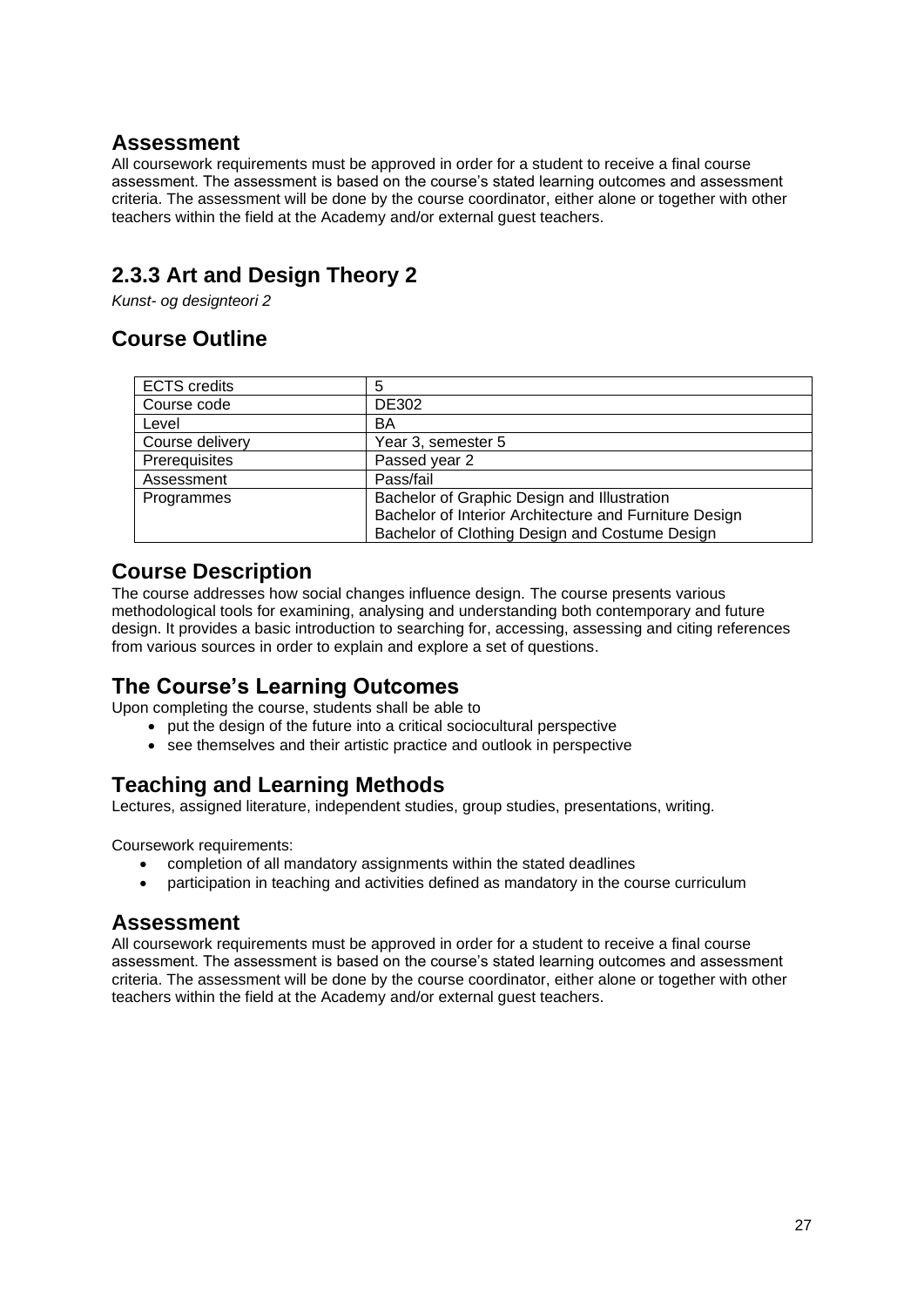## Assessment

All coursework requirements must be approved in order for a student to receive a final course assessment. The assessment is based on the course's stated learning outcomes and assessment criteria. The assessment will be done by the course coordinator, either alone or together with other teachers within the field at the Academy and/or external guest teachers.

## 2.3.3 Art and Design Theory 2

*Kunst- og designteori 2*

## Course Outline

| ECTS credits | 5 |
|---|---|
| Course code | DE302 |
| Level | BA |
| Course delivery | Year 3, semester 5 |
| Prerequisites | Passed year 2 |
| Assessment | Pass/fail |
| Programmes | Bachelor of Graphic Design and Illustration<br>Bachelor of Interior Architecture and Furniture Design<br>Bachelor of Clothing Design and Costume Design |

## Course Description

The course addresses how social changes influence design. The course presents various methodological tools for examining, analysing and understanding both contemporary and future design. It provides a basic introduction to searching for, accessing, assessing and citing references from various sources in order to explain and explore a set of questions.

## The Course's Learning Outcomes

Upon completing the course, students shall be able to

- put the design of the future into a critical sociocultural perspective
- see themselves and their artistic practice and outlook in perspective

## Teaching and Learning Methods

Lectures, assigned literature, independent studies, group studies, presentations, writing.

Coursework requirements:

- completion of all mandatory assignments within the stated deadlines
- participation in teaching and activities defined as mandatory in the course curriculum

## Assessment

All coursework requirements must be approved in order for a student to receive a final course assessment. The assessment is based on the course's stated learning outcomes and assessment criteria. The assessment will be done by the course coordinator, either alone or together with other teachers within the field at the Academy and/or external guest teachers.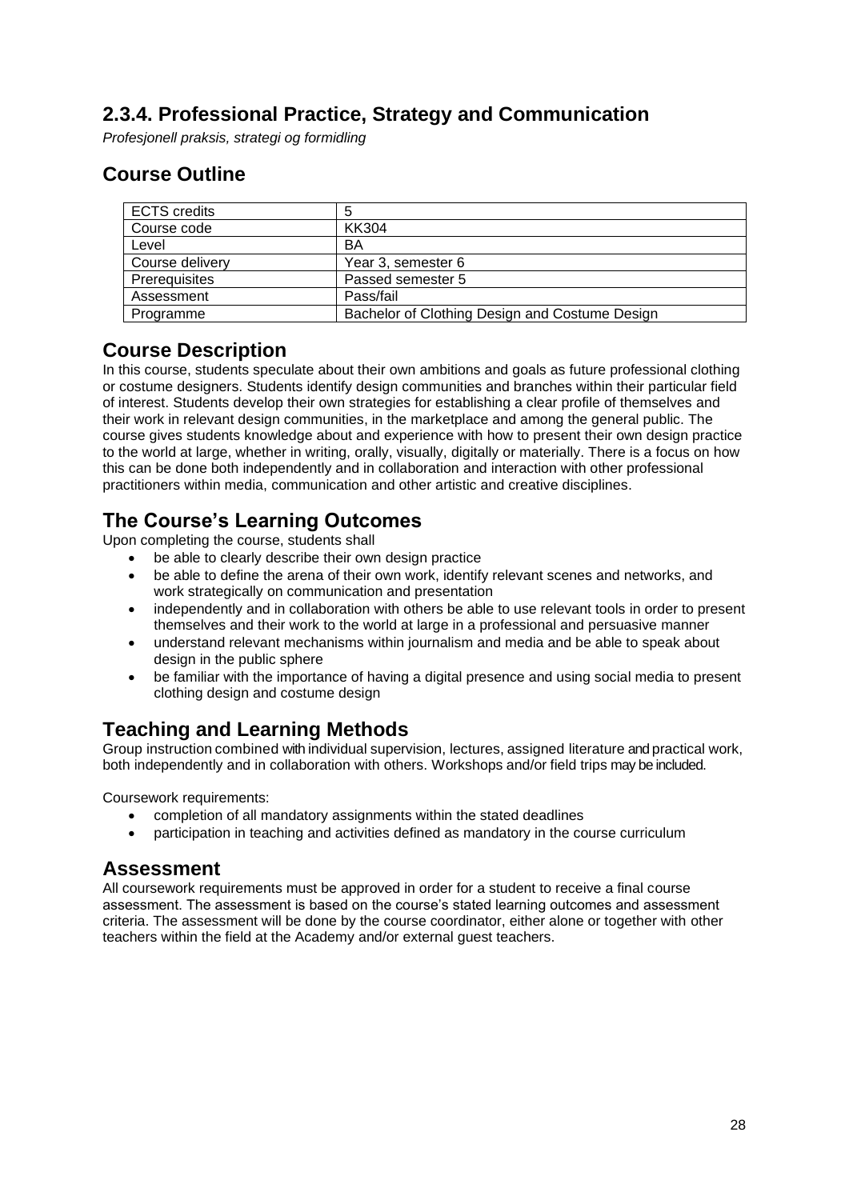## 2.3.4. Professional Practice, Strategy and Communication

*Profesjonell praksis, strategi og formidling*

## Course Outline

| ECTS credits | 5 |
|---|---|
| Course code | KK304 |
| Level | BA |
| Course delivery | Year 3, semester 6 |
| Prerequisites | Passed semester 5 |
| Assessment | Pass/fail |
| Programme | Bachelor of Clothing Design and Costume Design |

## Course Description

In this course, students speculate about their own ambitions and goals as future professional clothing or costume designers. Students identify design communities and branches within their particular field of interest. Students develop their own strategies for establishing a clear profile of themselves and their work in relevant design communities, in the marketplace and among the general public. The course gives students knowledge about and experience with how to present their own design practice to the world at large, whether in writing, orally, visually, digitally or materially. There is a focus on how this can be done both independently and in collaboration and interaction with other professional practitioners within media, communication and other artistic and creative disciplines.

## The Course's Learning Outcomes

Upon completing the course, students shall

- be able to clearly describe their own design practice
- be able to define the arena of their own work, identify relevant scenes and networks, and work strategically on communication and presentation
- independently and in collaboration with others be able to use relevant tools in order to present themselves and their work to the world at large in a professional and persuasive manner
- understand relevant mechanisms within journalism and media and be able to speak about design in the public sphere
- be familiar with the importance of having a digital presence and using social media to present clothing design and costume design

## Teaching and Learning Methods

Group instruction combined with individual supervision, lectures, assigned literature and practical work, both independently and in collaboration with others. Workshops and/or field trips may be included.

Coursework requirements:

- completion of all mandatory assignments within the stated deadlines
- participation in teaching and activities defined as mandatory in the course curriculum

## Assessment

All coursework requirements must be approved in order for a student to receive a final course assessment. The assessment is based on the course's stated learning outcomes and assessment criteria. The assessment will be done by the course coordinator, either alone or together with other teachers within the field at the Academy and/or external guest teachers.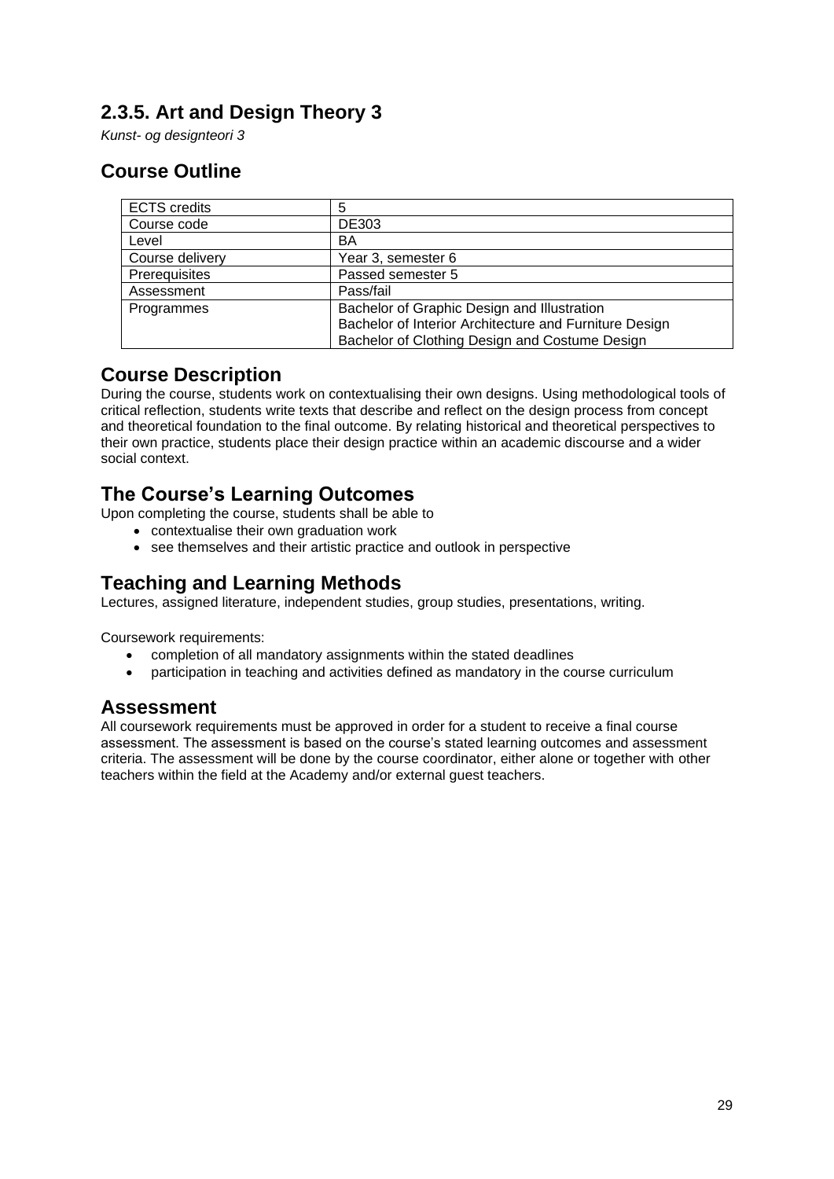## 2.3.5. Art and Design Theory 3

*Kunst- og designteori 3*

## Course Outline

| ECTS credits | 5 |
|---|---|
| Course code | DE303 |
| Level | BA |
| Course delivery | Year 3, semester 6 |
| Prerequisites | Passed semester 5 |
| Assessment | Pass/fail |
| Programmes | Bachelor of Graphic Design and Illustration<br>Bachelor of Interior Architecture and Furniture Design<br>Bachelor of Clothing Design and Costume Design |

## Course Description

During the course, students work on contextualising their own designs. Using methodological tools of critical reflection, students write texts that describe and reflect on the design process from concept and theoretical foundation to the final outcome. By relating historical and theoretical perspectives to their own practice, students place their design practice within an academic discourse and a wider social context.

## The Course's Learning Outcomes

Upon completing the course, students shall be able to

- contextualise their own graduation work
- see themselves and their artistic practice and outlook in perspective

## Teaching and Learning Methods

Lectures, assigned literature, independent studies, group studies, presentations, writing.

Coursework requirements:

- completion of all mandatory assignments within the stated deadlines
- participation in teaching and activities defined as mandatory in the course curriculum

## Assessment

All coursework requirements must be approved in order for a student to receive a final course assessment. The assessment is based on the course's stated learning outcomes and assessment criteria. The assessment will be done by the course coordinator, either alone or together with other teachers within the field at the Academy and/or external guest teachers.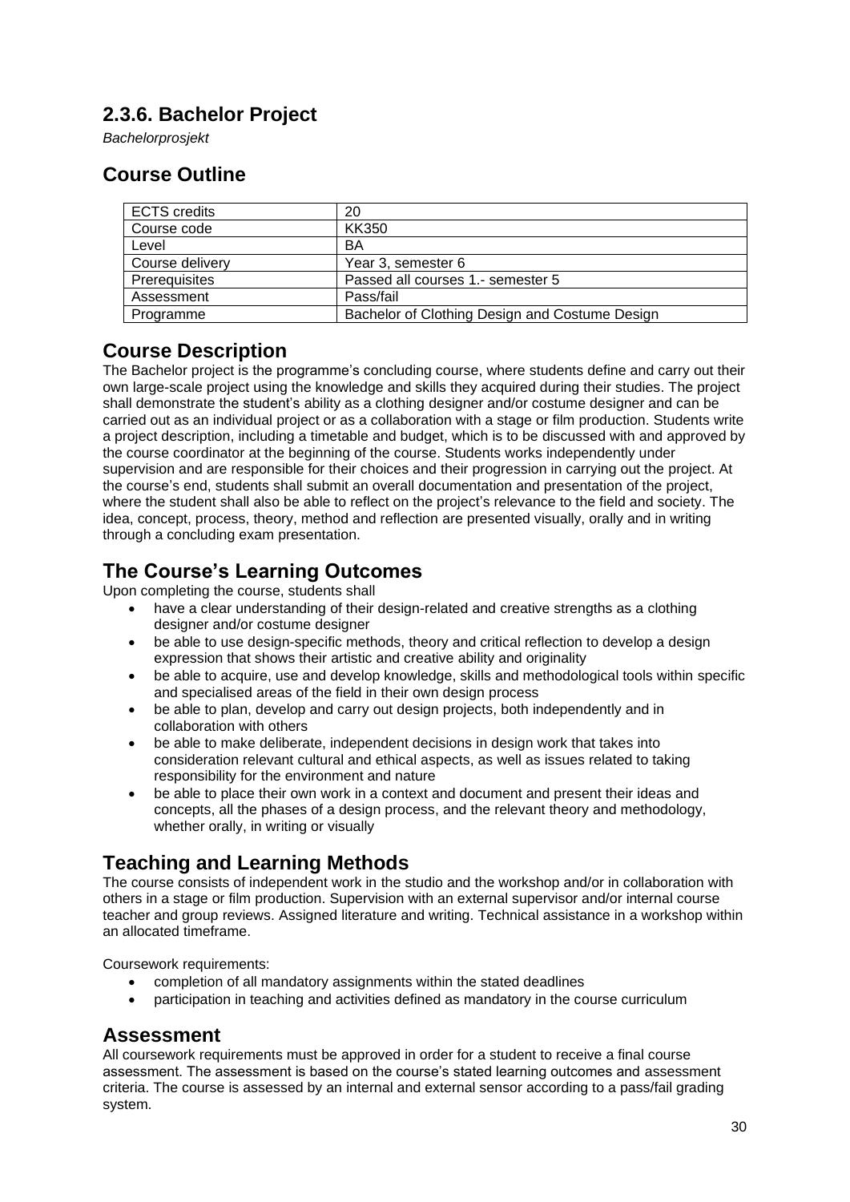## 2.3.6. Bachelor Project

*Bachelorprosjekt*

## Course Outline

| | |
|---|---|
| ECTS credits | 20 |
| Course code | KK350 |
| Level | BA |
| Course delivery | Year 3, semester 6 |
| Prerequisites | Passed all courses 1.- semester 5 |
| Assessment | Pass/fail |
| Programme | Bachelor of Clothing Design and Costume Design |

## Course Description

The Bachelor project is the programme's concluding course, where students define and carry out their own large-scale project using the knowledge and skills they acquired during their studies. The project shall demonstrate the student's ability as a clothing designer and/or costume designer and can be carried out as an individual project or as a collaboration with a stage or film production. Students write a project description, including a timetable and budget, which is to be discussed with and approved by the course coordinator at the beginning of the course. Students works independently under supervision and are responsible for their choices and their progression in carrying out the project. At the course's end, students shall submit an overall documentation and presentation of the project, where the student shall also be able to reflect on the project's relevance to the field and society. The idea, concept, process, theory, method and reflection are presented visually, orally and in writing through a concluding exam presentation.

## The Course's Learning Outcomes

Upon completing the course, students shall

- have a clear understanding of their design-related and creative strengths as a clothing designer and/or costume designer
- be able to use design-specific methods, theory and critical reflection to develop a design expression that shows their artistic and creative ability and originality
- be able to acquire, use and develop knowledge, skills and methodological tools within specific and specialised areas of the field in their own design process
- be able to plan, develop and carry out design projects, both independently and in collaboration with others
- be able to make deliberate, independent decisions in design work that takes into consideration relevant cultural and ethical aspects, as well as issues related to taking responsibility for the environment and nature
- be able to place their own work in a context and document and present their ideas and concepts, all the phases of a design process, and the relevant theory and methodology, whether orally, in writing or visually

## Teaching and Learning Methods

The course consists of independent work in the studio and the workshop and/or in collaboration with others in a stage or film production. Supervision with an external supervisor and/or internal course teacher and group reviews. Assigned literature and writing. Technical assistance in a workshop within an allocated timeframe.

Coursework requirements:

- completion of all mandatory assignments within the stated deadlines
- participation in teaching and activities defined as mandatory in the course curriculum

## Assessment

All coursework requirements must be approved in order for a student to receive a final course assessment. The assessment is based on the course's stated learning outcomes and assessment criteria. The course is assessed by an internal and external sensor according to a pass/fail grading system.